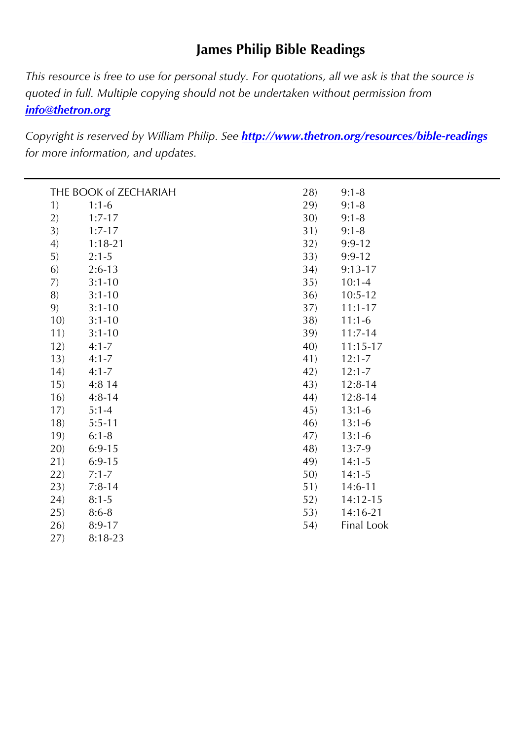# James Philip Bible Readings

*This resource is free to use for personal study. For quotations, all we ask is that the source is quoted in full. Multiple copying should not be undertaken without permission from* ***info@thetron.org***

*Copyright is reserved by William Philip. See* ***http://www.thetron.org/resources/bible-readings*** *for more information, and updates.*

---

THE BOOK of ZECHARIAH

1) 1:1-6
2) 1:7-17
3) 1:7-17
4) 1:18-21
5) 2:1-5
6) 2:6-13
7) 3:1-10
8) 3:1-10
9) 3:1-10
10) 3:1-10
11) 3:1-10
12) 4:1-7
13) 4:1-7
14) 4:1-7
15) 4:8 14
16) 4:8-14
17) 5:1-4
18) 5:5-11
19) 6:1-8
20) 6:9-15
21) 6:9-15
22) 7:1-7
23) 7:8-14
24) 8:1-5
25) 8:6-8
26) 8:9-17
27) 8:18-23
28) 9:1-8
29) 9:1-8
30) 9:1-8
31) 9:1-8
32) 9:9-12
33) 9:9-12
34) 9:13-17
35) 10:1-4
36) 10:5-12
37) 11:1-17
38) 11:1-6
39) 11:7-14
40) 11:15-17
41) 12:1-7
42) 12:1-7
43) 12:8-14
44) 12:8-14
45) 13:1-6
46) 13:1-6
47) 13:1-6
48) 13:7-9
49) 14:1-5
50) 14:1-5
51) 14:6-11
52) 14:12-15
53) 14:16-21
54) Final Look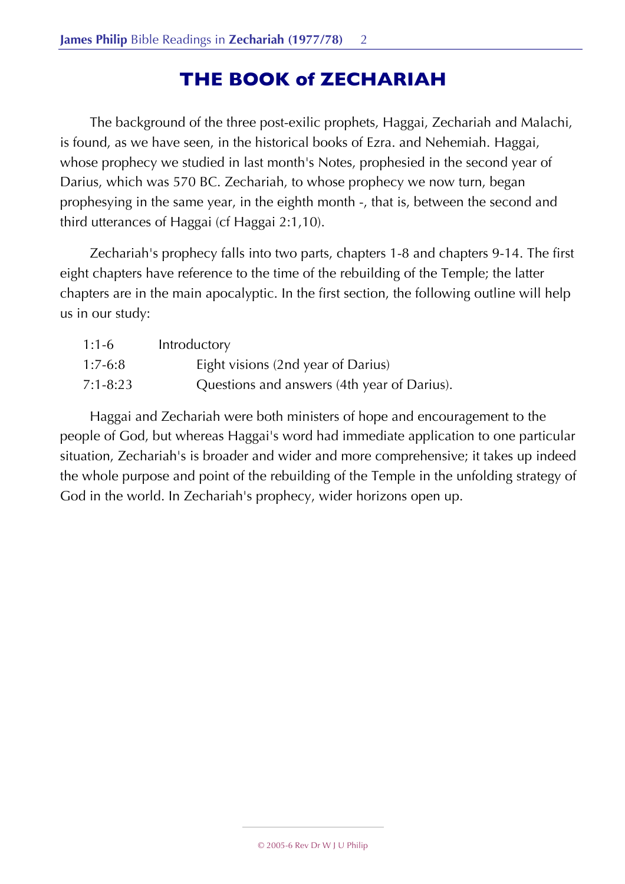# THE BOOK of ZECHARIAH

The background of the three post-exilic prophets, Haggai, Zechariah and Malachi, is found, as we have seen, in the historical books of Ezra. and Nehemiah. Haggai, whose prophecy we studied in last month's Notes, prophesied in the second year of Darius, which was 570 BC. Zechariah, to whose prophecy we now turn, began prophesying in the same year, in the eighth month -, that is, between the second and third utterances of Haggai (cf Haggai 2:1,10).

Zechariah's prophecy falls into two parts, chapters 1-8 and chapters 9-14. The first eight chapters have reference to the time of the rebuilding of the Temple; the latter chapters are in the main apocalyptic. In the first section, the following outline will help us in our study:

| | |
|---|---|
| 1:1-6 | Introductory |
| 1:7-6:8 | Eight visions (2nd year of Darius) |
| 7:1-8:23 | Questions and answers (4th year of Darius). |

Haggai and Zechariah were both ministers of hope and encouragement to the people of God, but whereas Haggai's word had immediate application to one particular situation, Zechariah's is broader and wider and more comprehensive; it takes up indeed the whole purpose and point of the rebuilding of the Temple in the unfolding strategy of God in the world. In Zechariah's prophecy, wider horizons open up.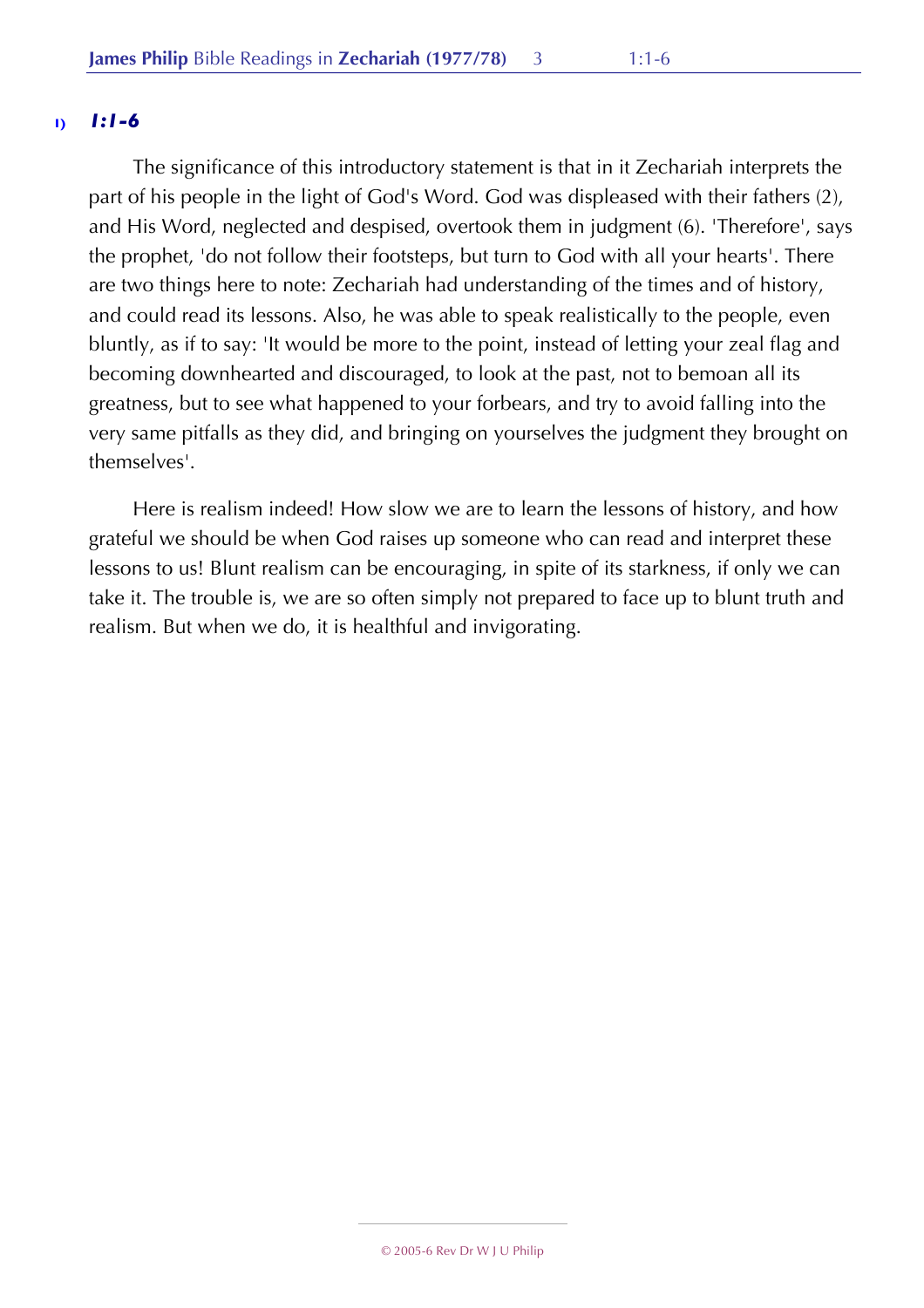**1)** ***1:1-6***

The significance of this introductory statement is that in it Zechariah interprets the part of his people in the light of God's Word. God was displeased with their fathers (2), and His Word, neglected and despised, overtook them in judgment (6). 'Therefore', says the prophet, 'do not follow their footsteps, but turn to God with all your hearts'. There are two things here to note: Zechariah had understanding of the times and of history, and could read its lessons. Also, he was able to speak realistically to the people, even bluntly, as if to say: 'It would be more to the point, instead of letting your zeal flag and becoming downhearted and discouraged, to look at the past, not to bemoan all its greatness, but to see what happened to your forbears, and try to avoid falling into the very same pitfalls as they did, and bringing on yourselves the judgment they brought on themselves'.

Here is realism indeed! How slow we are to learn the lessons of history, and how grateful we should be when God raises up someone who can read and interpret these lessons to us! Blunt realism can be encouraging, in spite of its starkness, if only we can take it. The trouble is, we are so often simply not prepared to face up to blunt truth and realism. But when we do, it is healthful and invigorating.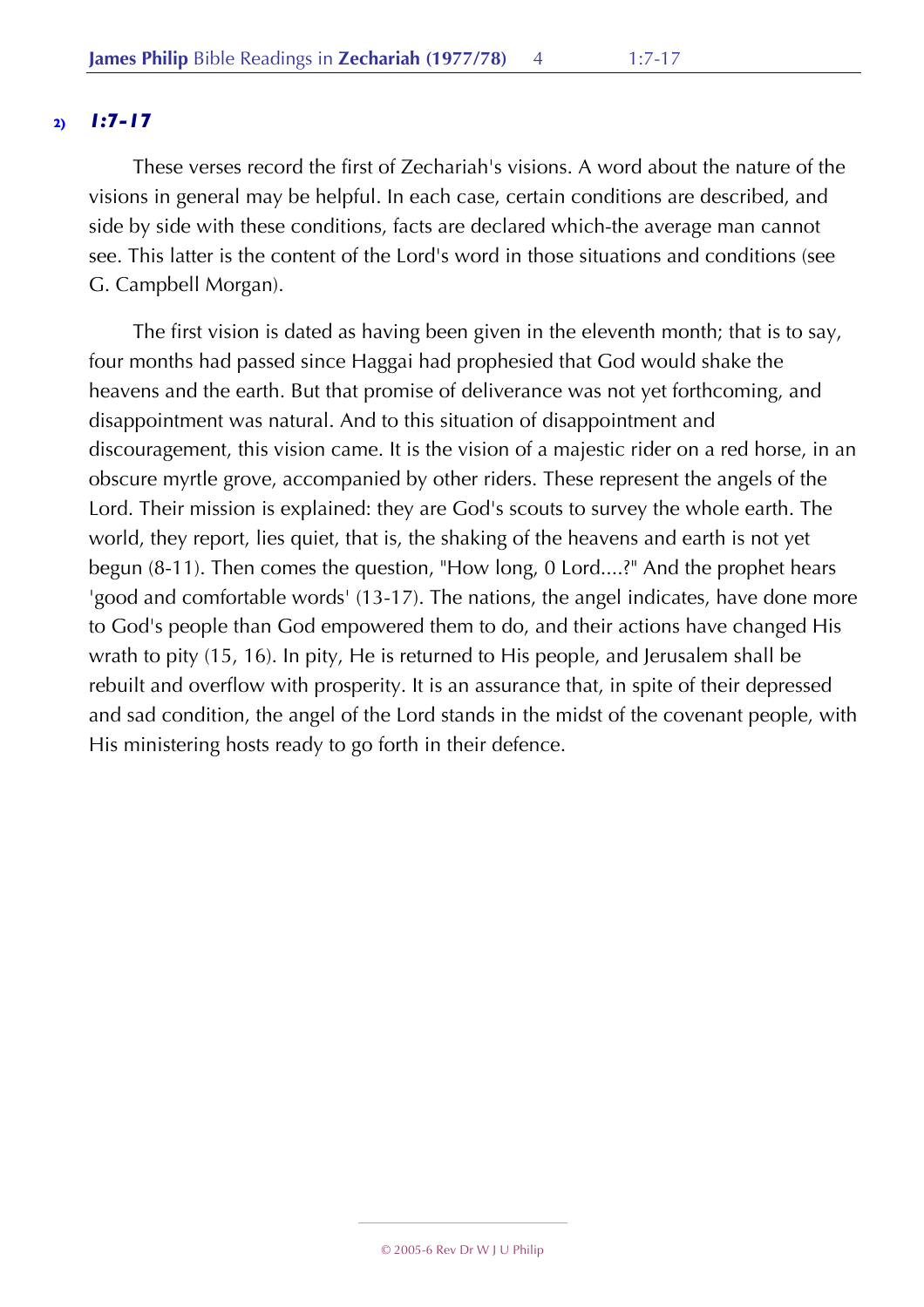## 2) *1:7-17*

These verses record the first of Zechariah's visions. A word about the nature of the visions in general may be helpful. In each case, certain conditions are described, and side by side with these conditions, facts are declared which-the average man cannot see. This latter is the content of the Lord's word in those situations and conditions (see G. Campbell Morgan).

The first vision is dated as having been given in the eleventh month; that is to say, four months had passed since Haggai had prophesied that God would shake the heavens and the earth. But that promise of deliverance was not yet forthcoming, and disappointment was natural. And to this situation of disappointment and discouragement, this vision came. It is the vision of a majestic rider on a red horse, in an obscure myrtle grove, accompanied by other riders. These represent the angels of the Lord. Their mission is explained: they are God's scouts to survey the whole earth. The world, they report, lies quiet, that is, the shaking of the heavens and earth is not yet begun (8-11). Then comes the question, "How long, 0 Lord....?" And the prophet hears 'good and comfortable words' (13-17). The nations, the angel indicates, have done more to God's people than God empowered them to do, and their actions have changed His wrath to pity (15, 16). In pity, He is returned to His people, and Jerusalem shall be rebuilt and overflow with prosperity. It is an assurance that, in spite of their depressed and sad condition, the angel of the Lord stands in the midst of the covenant people, with His ministering hosts ready to go forth in their defence.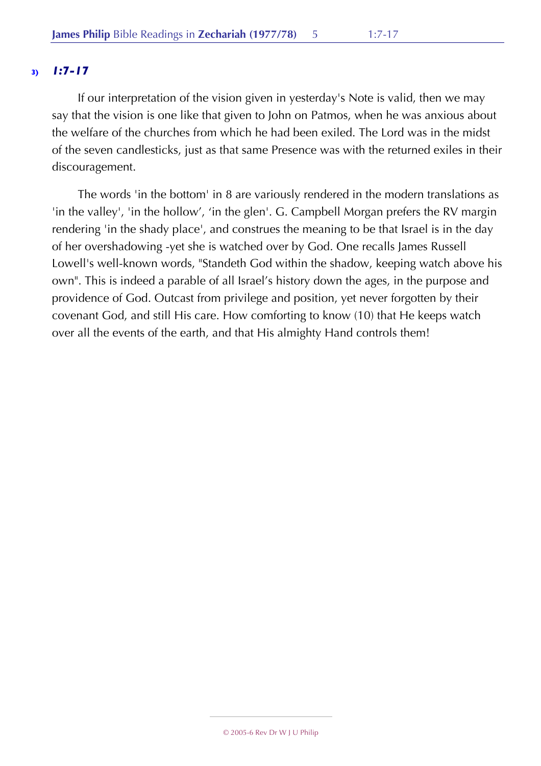### 3) *1:7-17*

If our interpretation of the vision given in yesterday's Note is valid, then we may say that the vision is one like that given to John on Patmos, when he was anxious about the welfare of the churches from which he had been exiled. The Lord was in the midst of the seven candlesticks, just as that same Presence was with the returned exiles in their discouragement.

The words 'in the bottom' in 8 are variously rendered in the modern translations as 'in the valley', 'in the hollow', 'in the glen'. G. Campbell Morgan prefers the RV margin rendering 'in the shady place', and construes the meaning to be that Israel is in the day of her overshadowing -yet she is watched over by God. One recalls James Russell Lowell's well-known words, "Standeth God within the shadow, keeping watch above his own". This is indeed a parable of all Israel's history down the ages, in the purpose and providence of God. Outcast from privilege and position, yet never forgotten by their covenant God, and still His care. How comforting to know (10) that He keeps watch over all the events of the earth, and that His almighty Hand controls them!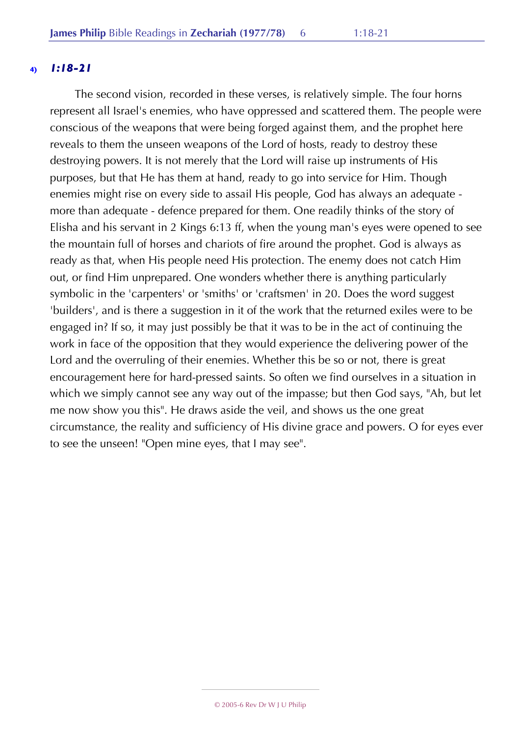**4)** ***1:18-21***

The second vision, recorded in these verses, is relatively simple. The four horns represent all Israel's enemies, who have oppressed and scattered them. The people were conscious of the weapons that were being forged against them, and the prophet here reveals to them the unseen weapons of the Lord of hosts, ready to destroy these destroying powers. It is not merely that the Lord will raise up instruments of His purposes, but that He has them at hand, ready to go into service for Him. Though enemies might rise on every side to assail His people, God has always an adequate - more than adequate - defence prepared for them. One readily thinks of the story of Elisha and his servant in 2 Kings 6:13 ff, when the young man's eyes were opened to see the mountain full of horses and chariots of fire around the prophet. God is always as ready as that, when His people need His protection. The enemy does not catch Him out, or find Him unprepared. One wonders whether there is anything particularly symbolic in the 'carpenters' or 'smiths' or 'craftsmen' in 20. Does the word suggest 'builders', and is there a suggestion in it of the work that the returned exiles were to be engaged in? If so, it may just possibly be that it was to be in the act of continuing the work in face of the opposition that they would experience the delivering power of the Lord and the overruling of their enemies. Whether this be so or not, there is great encouragement here for hard-pressed saints. So often we find ourselves in a situation in which we simply cannot see any way out of the impasse; but then God says, "Ah, but let me now show you this". He draws aside the veil, and shows us the one great circumstance, the reality and sufficiency of His divine grace and powers. O for eyes ever to see the unseen! "Open mine eyes, that I may see".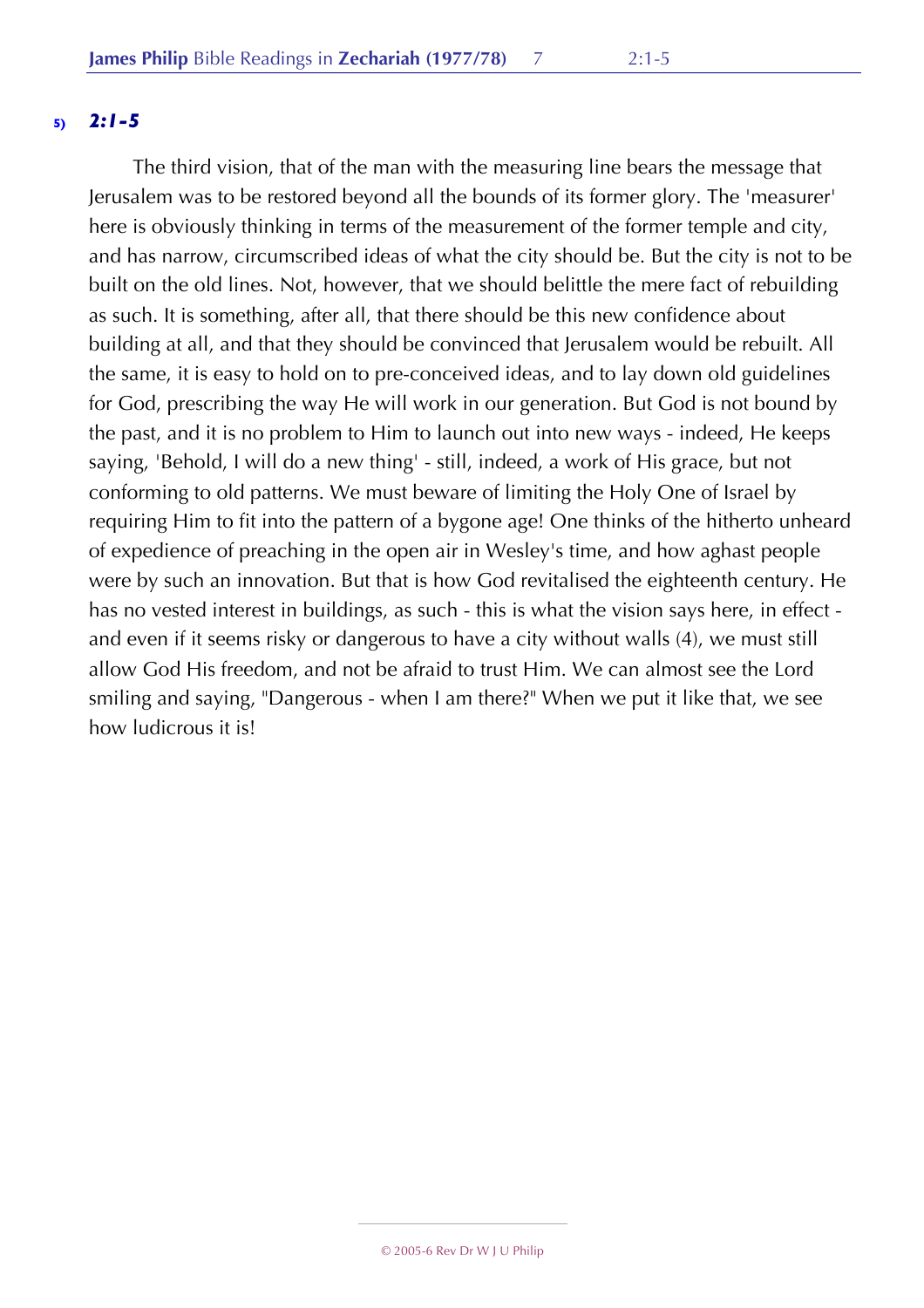**5)** ***2:1-5***

The third vision, that of the man with the measuring line bears the message that Jerusalem was to be restored beyond all the bounds of its former glory. The 'measurer' here is obviously thinking in terms of the measurement of the former temple and city, and has narrow, circumscribed ideas of what the city should be. But the city is not to be built on the old lines. Not, however, that we should belittle the mere fact of rebuilding as such. It is something, after all, that there should be this new confidence about building at all, and that they should be convinced that Jerusalem would be rebuilt. All the same, it is easy to hold on to pre-conceived ideas, and to lay down old guidelines for God, prescribing the way He will work in our generation. But God is not bound by the past, and it is no problem to Him to launch out into new ways - indeed, He keeps saying, 'Behold, I will do a new thing' - still, indeed, a work of His grace, but not conforming to old patterns. We must beware of limiting the Holy One of Israel by requiring Him to fit into the pattern of a bygone age! One thinks of the hitherto unheard of expedience of preaching in the open air in Wesley's time, and how aghast people were by such an innovation. But that is how God revitalised the eighteenth century. He has no vested interest in buildings, as such - this is what the vision says here, in effect - and even if it seems risky or dangerous to have a city without walls (4), we must still allow God His freedom, and not be afraid to trust Him. We can almost see the Lord smiling and saying, "Dangerous - when I am there?" When we put it like that, we see how ludicrous it is!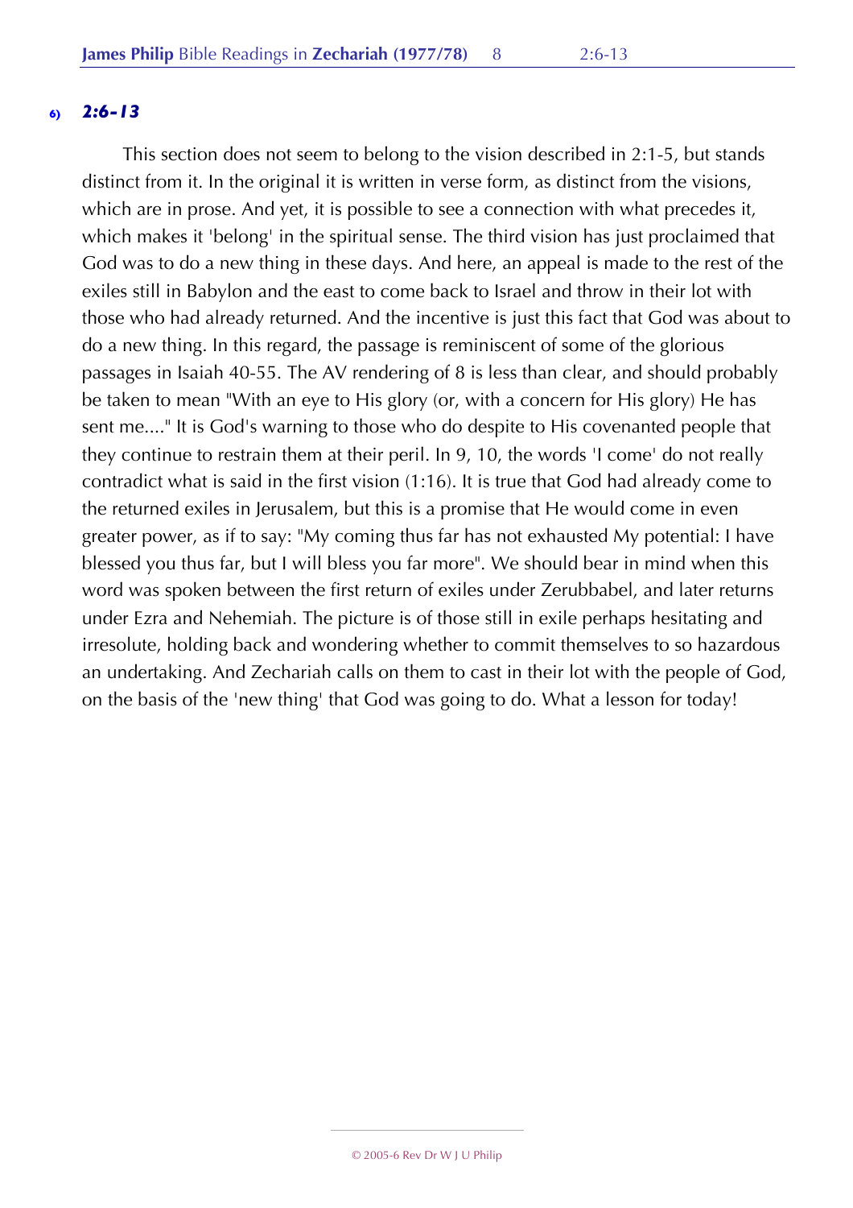### 6) *2:6-13*

This section does not seem to belong to the vision described in 2:1-5, but stands distinct from it. In the original it is written in verse form, as distinct from the visions, which are in prose. And yet, it is possible to see a connection with what precedes it, which makes it 'belong' in the spiritual sense. The third vision has just proclaimed that God was to do a new thing in these days. And here, an appeal is made to the rest of the exiles still in Babylon and the east to come back to Israel and throw in their lot with those who had already returned. And the incentive is just this fact that God was about to do a new thing. In this regard, the passage is reminiscent of some of the glorious passages in Isaiah 40-55. The AV rendering of 8 is less than clear, and should probably be taken to mean "With an eye to His glory (or, with a concern for His glory) He has sent me...." It is God's warning to those who do despite to His covenanted people that they continue to restrain them at their peril. In 9, 10, the words 'I come' do not really contradict what is said in the first vision (1:16). It is true that God had already come to the returned exiles in Jerusalem, but this is a promise that He would come in even greater power, as if to say: "My coming thus far has not exhausted My potential: I have blessed you thus far, but I will bless you far more". We should bear in mind when this word was spoken between the first return of exiles under Zerubbabel, and later returns under Ezra and Nehemiah. The picture is of those still in exile perhaps hesitating and irresolute, holding back and wondering whether to commit themselves to so hazardous an undertaking. And Zechariah calls on them to cast in their lot with the people of God, on the basis of the 'new thing' that God was going to do. What a lesson for today!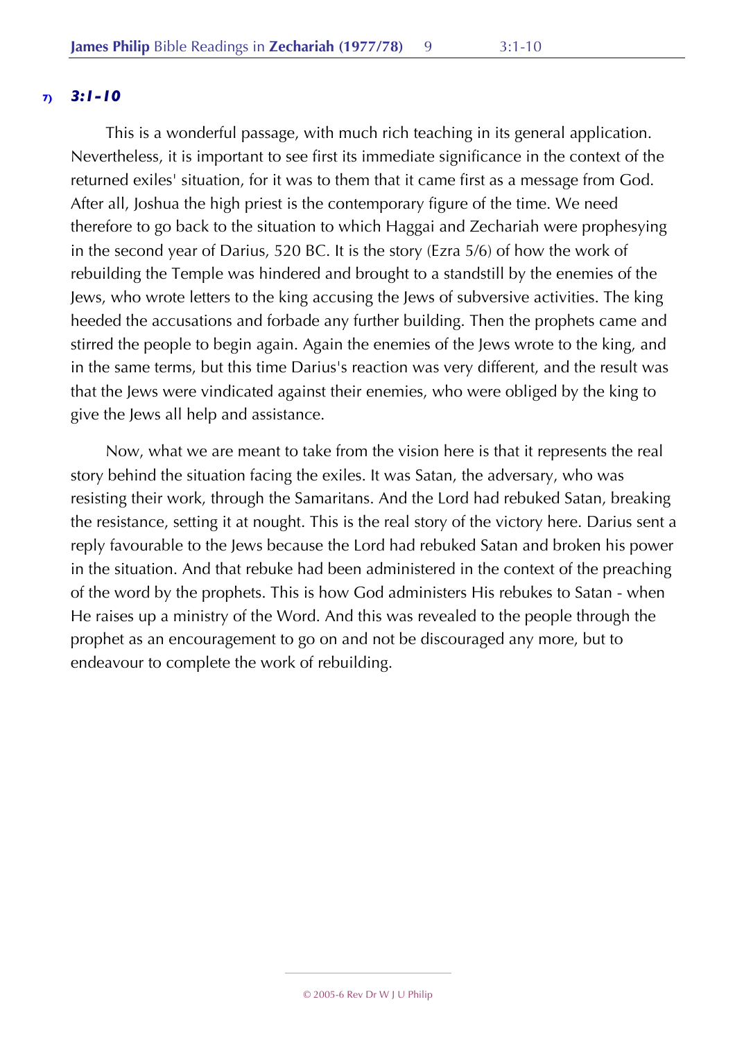### 7) *3:1-10*

This is a wonderful passage, with much rich teaching in its general application. Nevertheless, it is important to see first its immediate significance in the context of the returned exiles' situation, for it was to them that it came first as a message from God. After all, Joshua the high priest is the contemporary figure of the time. We need therefore to go back to the situation to which Haggai and Zechariah were prophesying in the second year of Darius, 520 BC. It is the story (Ezra 5/6) of how the work of rebuilding the Temple was hindered and brought to a standstill by the enemies of the Jews, who wrote letters to the king accusing the Jews of subversive activities. The king heeded the accusations and forbade any further building. Then the prophets came and stirred the people to begin again. Again the enemies of the Jews wrote to the king, and in the same terms, but this time Darius's reaction was very different, and the result was that the Jews were vindicated against their enemies, who were obliged by the king to give the Jews all help and assistance.

Now, what we are meant to take from the vision here is that it represents the real story behind the situation facing the exiles. It was Satan, the adversary, who was resisting their work, through the Samaritans. And the Lord had rebuked Satan, breaking the resistance, setting it at nought. This is the real story of the victory here. Darius sent a reply favourable to the Jews because the Lord had rebuked Satan and broken his power in the situation. And that rebuke had been administered in the context of the preaching of the word by the prophets. This is how God administers His rebukes to Satan - when He raises up a ministry of the Word. And this was revealed to the people through the prophet as an encouragement to go on and not be discouraged any more, but to endeavour to complete the work of rebuilding.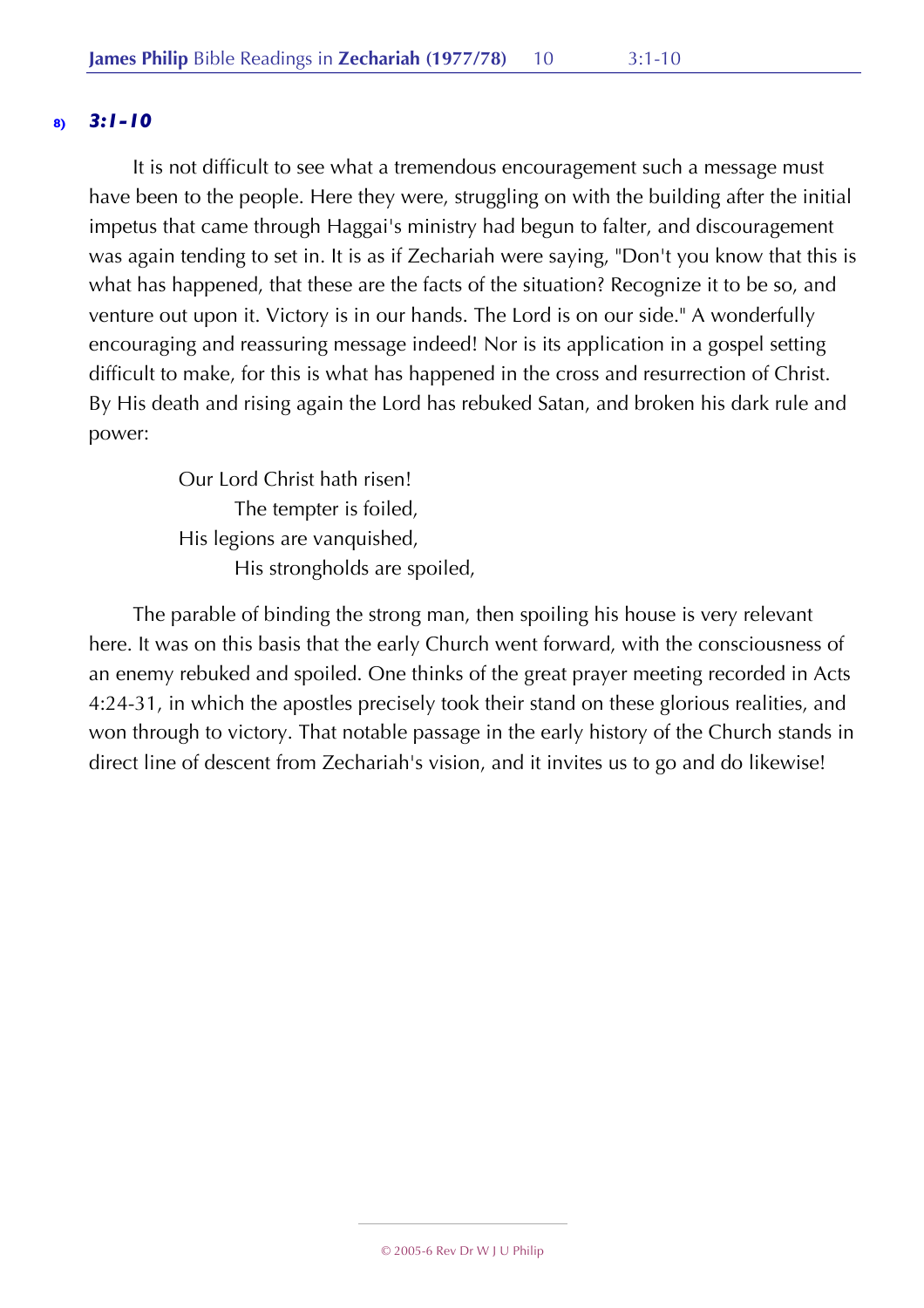**8)** ***3:1-10***

It is not difficult to see what a tremendous encouragement such a message must have been to the people. Here they were, struggling on with the building after the initial impetus that came through Haggai's ministry had begun to falter, and discouragement was again tending to set in. It is as if Zechariah were saying, "Don't you know that this is what has happened, that these are the facts of the situation? Recognize it to be so, and venture out upon it. Victory is in our hands. The Lord is on our side." A wonderfully encouraging and reassuring message indeed! Nor is its application in a gospel setting difficult to make, for this is what has happened in the cross and resurrection of Christ. By His death and rising again the Lord has rebuked Satan, and broken his dark rule and power:

> Our Lord Christ hath risen!
> The tempter is foiled,
> His legions are vanquished,
> His strongholds are spoiled,

The parable of binding the strong man, then spoiling his house is very relevant here. It was on this basis that the early Church went forward, with the consciousness of an enemy rebuked and spoiled. One thinks of the great prayer meeting recorded in Acts 4:24-31, in which the apostles precisely took their stand on these glorious realities, and won through to victory. That notable passage in the early history of the Church stands in direct line of descent from Zechariah's vision, and it invites us to go and do likewise!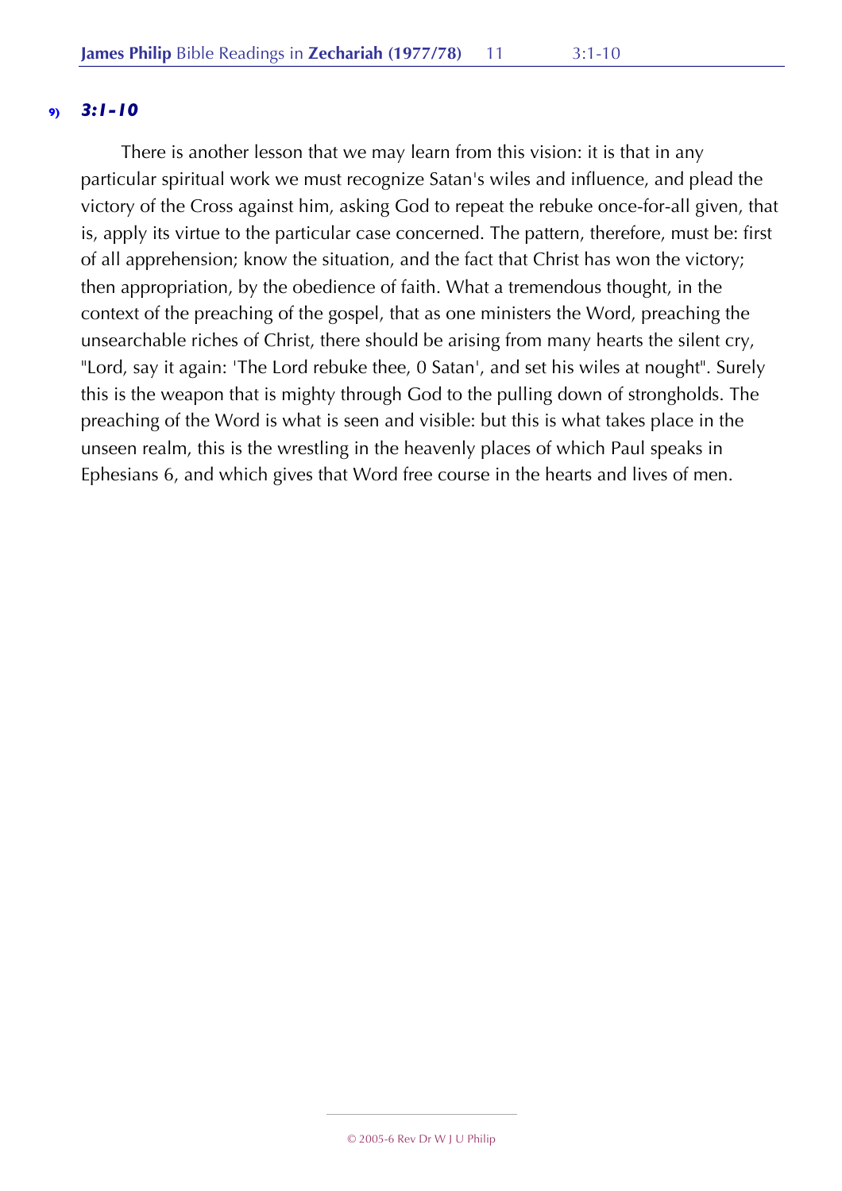**9)** ***3:1-10***

There is another lesson that we may learn from this vision: it is that in any particular spiritual work we must recognize Satan's wiles and influence, and plead the victory of the Cross against him, asking God to repeat the rebuke once-for-all given, that is, apply its virtue to the particular case concerned. The pattern, therefore, must be: first of all apprehension; know the situation, and the fact that Christ has won the victory; then appropriation, by the obedience of faith. What a tremendous thought, in the context of the preaching of the gospel, that as one ministers the Word, preaching the unsearchable riches of Christ, there should be arising from many hearts the silent cry, "Lord, say it again: 'The Lord rebuke thee, 0 Satan', and set his wiles at nought". Surely this is the weapon that is mighty through God to the pulling down of strongholds. The preaching of the Word is what is seen and visible: but this is what takes place in the unseen realm, this is the wrestling in the heavenly places of which Paul speaks in Ephesians 6, and which gives that Word free course in the hearts and lives of men.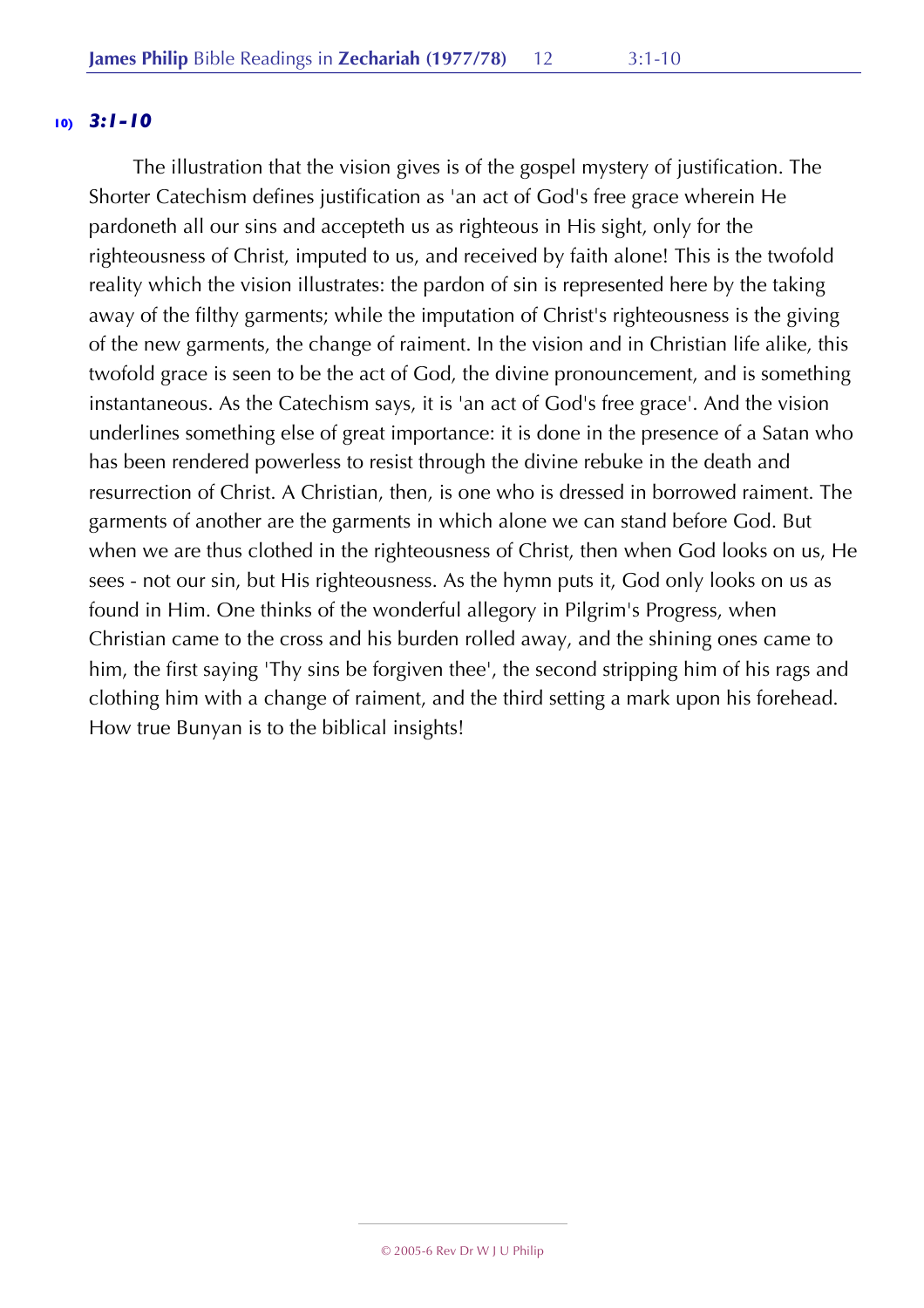**10)** ***3:1-10***

The illustration that the vision gives is of the gospel mystery of justification. The Shorter Catechism defines justification as 'an act of God's free grace wherein He pardoneth all our sins and accepteth us as righteous in His sight, only for the righteousness of Christ, imputed to us, and received by faith alone! This is the twofold reality which the vision illustrates: the pardon of sin is represented here by the taking away of the filthy garments; while the imputation of Christ's righteousness is the giving of the new garments, the change of raiment. In the vision and in Christian life alike, this twofold grace is seen to be the act of God, the divine pronouncement, and is something instantaneous. As the Catechism says, it is 'an act of God's free grace'. And the vision underlines something else of great importance: it is done in the presence of a Satan who has been rendered powerless to resist through the divine rebuke in the death and resurrection of Christ. A Christian, then, is one who is dressed in borrowed raiment. The garments of another are the garments in which alone we can stand before God. But when we are thus clothed in the righteousness of Christ, then when God looks on us, He sees - not our sin, but His righteousness. As the hymn puts it, God only looks on us as found in Him. One thinks of the wonderful allegory in Pilgrim's Progress, when Christian came to the cross and his burden rolled away, and the shining ones came to him, the first saying 'Thy sins be forgiven thee', the second stripping him of his rags and clothing him with a change of raiment, and the third setting a mark upon his forehead. How true Bunyan is to the biblical insights!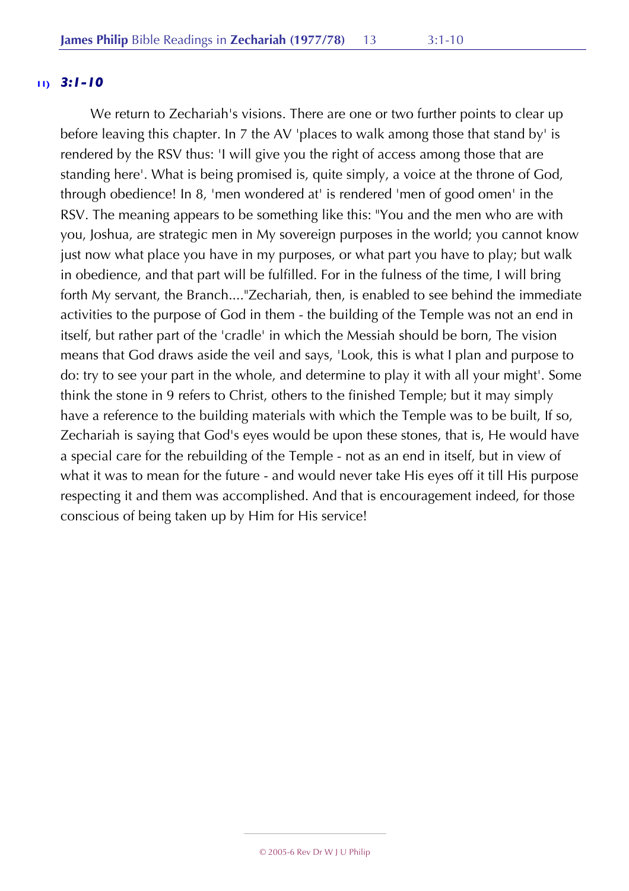### 11) *3:1-10*

We return to Zechariah's visions. There are one or two further points to clear up before leaving this chapter. In 7 the AV 'places to walk among those that stand by' is rendered by the RSV thus: 'I will give you the right of access among those that are standing here'. What is being promised is, quite simply, a voice at the throne of God, through obedience! In 8, 'men wondered at' is rendered 'men of good omen' in the RSV. The meaning appears to be something like this: "You and the men who are with you, Joshua, are strategic men in My sovereign purposes in the world; you cannot know just now what place you have in my purposes, or what part you have to play; but walk in obedience, and that part will be fulfilled. For in the fulness of the time, I will bring forth My servant, the Branch...."Zechariah, then, is enabled to see behind the immediate activities to the purpose of God in them - the building of the Temple was not an end in itself, but rather part of the 'cradle' in which the Messiah should be born, The vision means that God draws aside the veil and says, 'Look, this is what I plan and purpose to do: try to see your part in the whole, and determine to play it with all your might'. Some think the stone in 9 refers to Christ, others to the finished Temple; but it may simply have a reference to the building materials with which the Temple was to be built, If so, Zechariah is saying that God's eyes would be upon these stones, that is, He would have a special care for the rebuilding of the Temple - not as an end in itself, but in view of what it was to mean for the future - and would never take His eyes off it till His purpose respecting it and them was accomplished. And that is encouragement indeed, for those conscious of being taken up by Him for His service!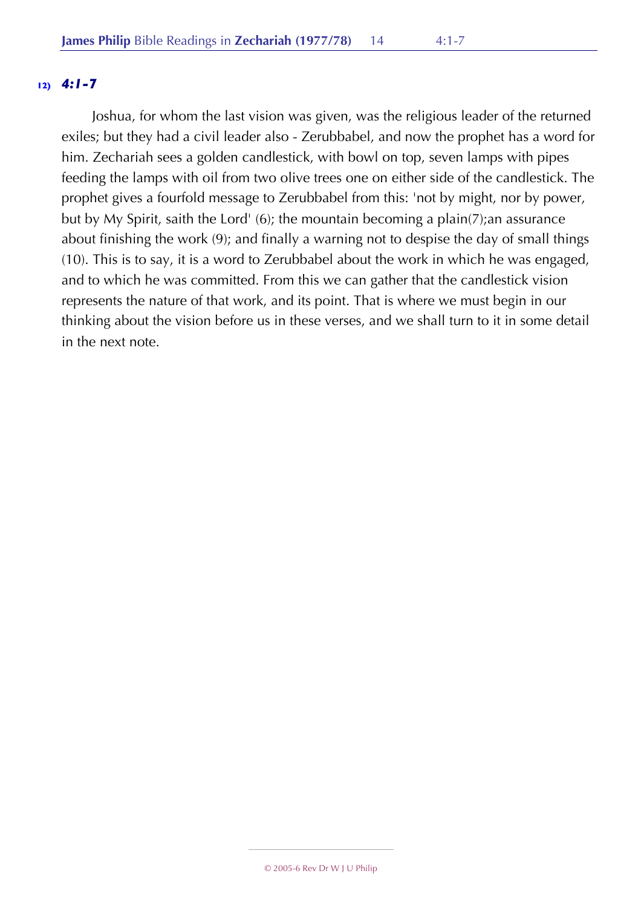**12)** ***4:1-7***

Joshua, for whom the last vision was given, was the religious leader of the returned exiles; but they had a civil leader also - Zerubbabel, and now the prophet has a word for him. Zechariah sees a golden candlestick, with bowl on top, seven lamps with pipes feeding the lamps with oil from two olive trees one on either side of the candlestick. The prophet gives a fourfold message to Zerubbabel from this: 'not by might, nor by power, but by My Spirit, saith the Lord' (6); the mountain becoming a plain(7);an assurance about finishing the work (9); and finally a warning not to despise the day of small things (10). This is to say, it is a word to Zerubbabel about the work in which he was engaged, and to which he was committed. From this we can gather that the candlestick vision represents the nature of that work, and its point. That is where we must begin in our thinking about the vision before us in these verses, and we shall turn to it in some detail in the next note.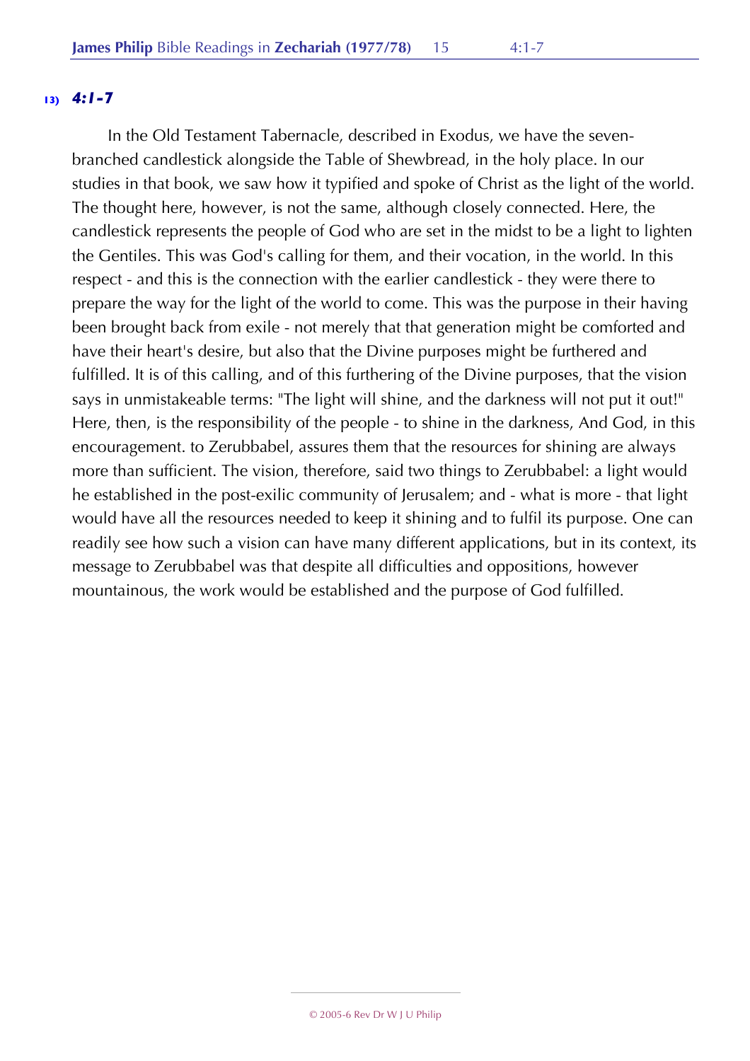**13)** ***4:1-7***

In the Old Testament Tabernacle, described in Exodus, we have the seven-branched candlestick alongside the Table of Shewbread, in the holy place. In our studies in that book, we saw how it typified and spoke of Christ as the light of the world. The thought here, however, is not the same, although closely connected. Here, the candlestick represents the people of God who are set in the midst to be a light to lighten the Gentiles. This was God's calling for them, and their vocation, in the world. In this respect - and this is the connection with the earlier candlestick - they were there to prepare the way for the light of the world to come. This was the purpose in their having been brought back from exile - not merely that that generation might be comforted and have their heart's desire, but also that the Divine purposes might be furthered and fulfilled. It is of this calling, and of this furthering of the Divine purposes, that the vision says in unmistakeable terms: "The light will shine, and the darkness will not put it out!" Here, then, is the responsibility of the people - to shine in the darkness, And God, in this encouragement. to Zerubbabel, assures them that the resources for shining are always more than sufficient. The vision, therefore, said two things to Zerubbabel: a light would he established in the post-exilic community of Jerusalem; and - what is more - that light would have all the resources needed to keep it shining and to fulfil its purpose. One can readily see how such a vision can have many different applications, but in its context, its message to Zerubbabel was that despite all difficulties and oppositions, however mountainous, the work would be established and the purpose of God fulfilled.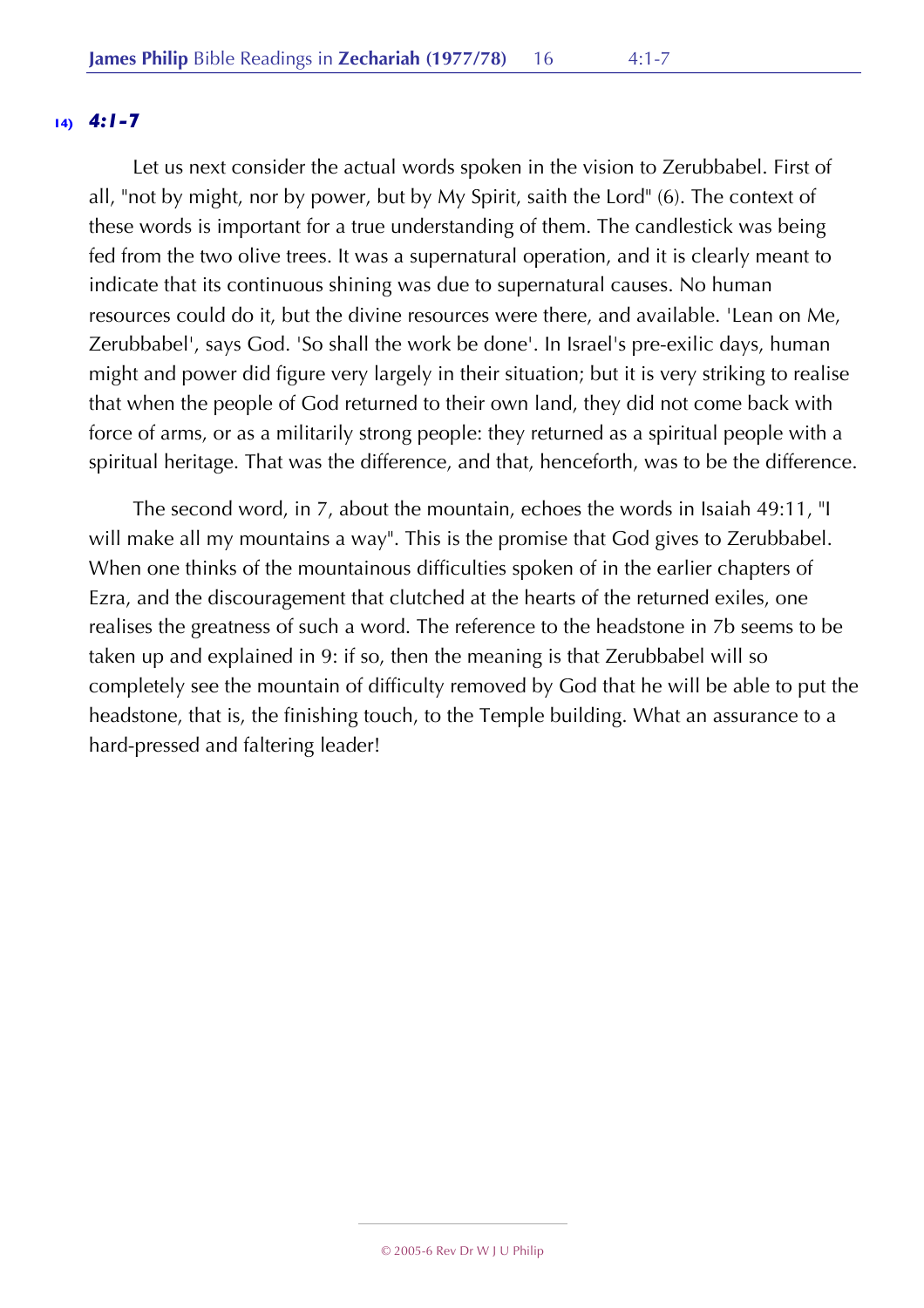### 14) *4:1-7*

Let us next consider the actual words spoken in the vision to Zerubbabel. First of all, "not by might, nor by power, but by My Spirit, saith the Lord" (6). The context of these words is important for a true understanding of them. The candlestick was being fed from the two olive trees. It was a supernatural operation, and it is clearly meant to indicate that its continuous shining was due to supernatural causes. No human resources could do it, but the divine resources were there, and available. 'Lean on Me, Zerubbabel', says God. 'So shall the work be done'. In Israel's pre-exilic days, human might and power did figure very largely in their situation; but it is very striking to realise that when the people of God returned to their own land, they did not come back with force of arms, or as a militarily strong people: they returned as a spiritual people with a spiritual heritage. That was the difference, and that, henceforth, was to be the difference.

The second word, in 7, about the mountain, echoes the words in Isaiah 49:11, "I will make all my mountains a way". This is the promise that God gives to Zerubbabel. When one thinks of the mountainous difficulties spoken of in the earlier chapters of Ezra, and the discouragement that clutched at the hearts of the returned exiles, one realises the greatness of such a word. The reference to the headstone in 7b seems to be taken up and explained in 9: if so, then the meaning is that Zerubbabel will so completely see the mountain of difficulty removed by God that he will be able to put the headstone, that is, the finishing touch, to the Temple building. What an assurance to a hard-pressed and faltering leader!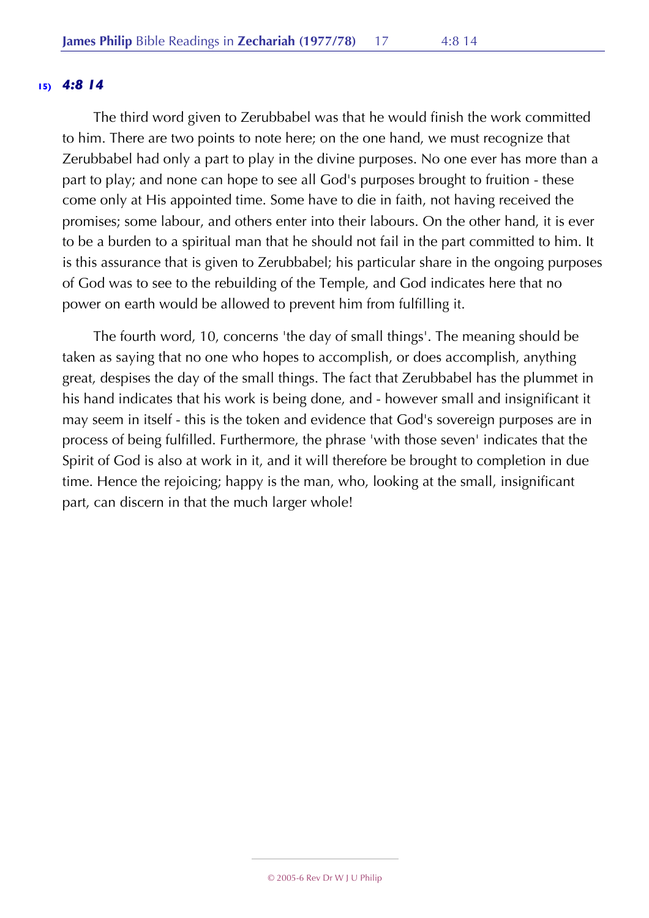**15)** ***4:8 14***

The third word given to Zerubbabel was that he would finish the work committed to him. There are two points to note here; on the one hand, we must recognize that Zerubbabel had only a part to play in the divine purposes. No one ever has more than a part to play; and none can hope to see all God's purposes brought to fruition - these come only at His appointed time. Some have to die in faith, not having received the promises; some labour, and others enter into their labours. On the other hand, it is ever to be a burden to a spiritual man that he should not fail in the part committed to him. It is this assurance that is given to Zerubbabel; his particular share in the ongoing purposes of God was to see to the rebuilding of the Temple, and God indicates here that no power on earth would be allowed to prevent him from fulfilling it.

The fourth word, 10, concerns 'the day of small things'. The meaning should be taken as saying that no one who hopes to accomplish, or does accomplish, anything great, despises the day of the small things. The fact that Zerubbabel has the plummet in his hand indicates that his work is being done, and - however small and insignificant it may seem in itself - this is the token and evidence that God's sovereign purposes are in process of being fulfilled. Furthermore, the phrase 'with those seven' indicates that the Spirit of God is also at work in it, and it will therefore be brought to completion in due time. Hence the rejoicing; happy is the man, who, looking at the small, insignificant part, can discern in that the much larger whole!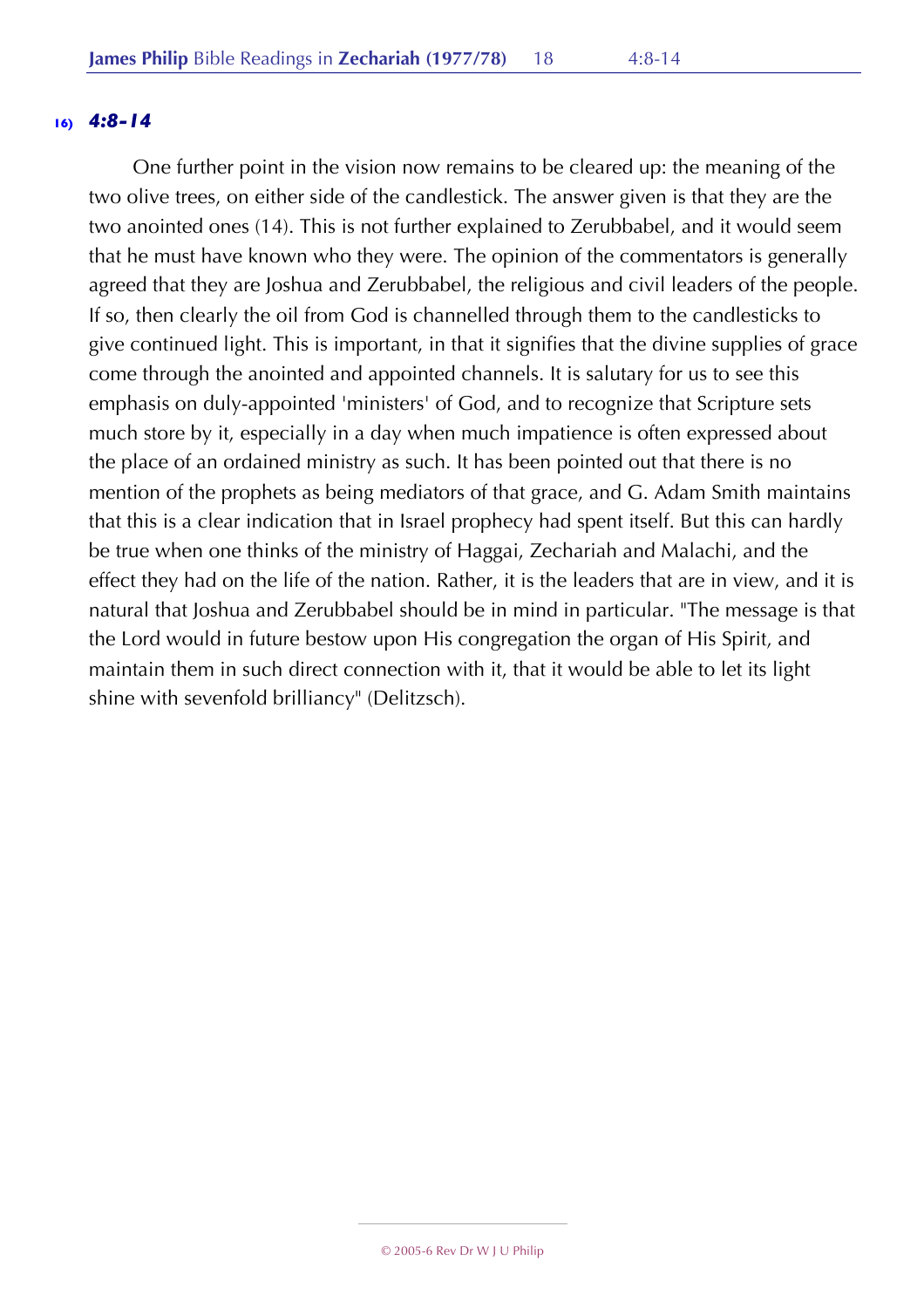**16)** ***4:8-14***

One further point in the vision now remains to be cleared up: the meaning of the two olive trees, on either side of the candlestick. The answer given is that they are the two anointed ones (14). This is not further explained to Zerubbabel, and it would seem that he must have known who they were. The opinion of the commentators is generally agreed that they are Joshua and Zerubbabel, the religious and civil leaders of the people. If so, then clearly the oil from God is channelled through them to the candlesticks to give continued light. This is important, in that it signifies that the divine supplies of grace come through the anointed and appointed channels. It is salutary for us to see this emphasis on duly-appointed 'ministers' of God, and to recognize that Scripture sets much store by it, especially in a day when much impatience is often expressed about the place of an ordained ministry as such. It has been pointed out that there is no mention of the prophets as being mediators of that grace, and G. Adam Smith maintains that this is a clear indication that in Israel prophecy had spent itself. But this can hardly be true when one thinks of the ministry of Haggai, Zechariah and Malachi, and the effect they had on the life of the nation. Rather, it is the leaders that are in view, and it is natural that Joshua and Zerubbabel should be in mind in particular. "The message is that the Lord would in future bestow upon His congregation the organ of His Spirit, and maintain them in such direct connection with it, that it would be able to let its light shine with sevenfold brilliancy" (Delitzsch).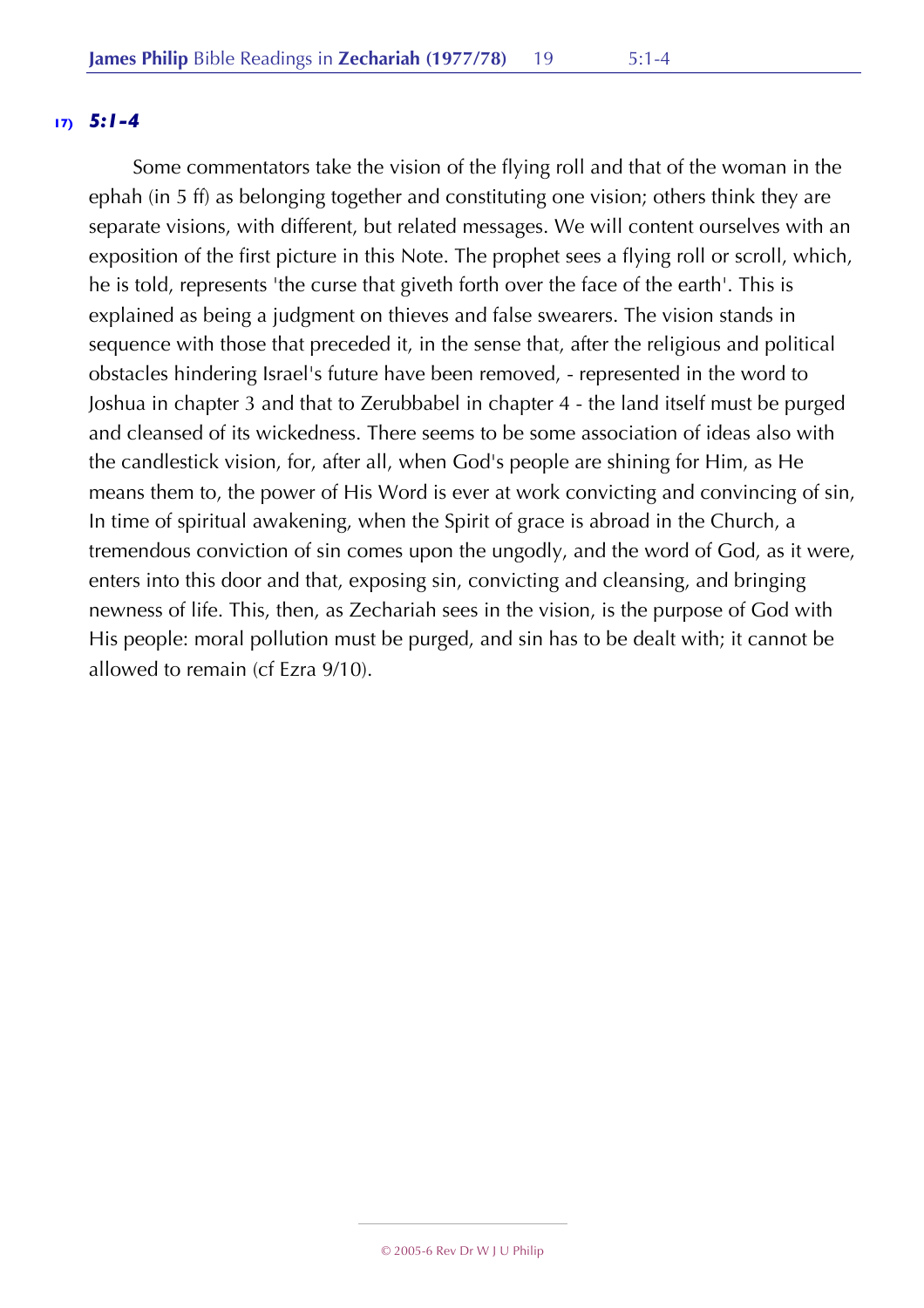**17) *5:1-4***

Some commentators take the vision of the flying roll and that of the woman in the ephah (in 5 ff) as belonging together and constituting one vision; others think they are separate visions, with different, but related messages. We will content ourselves with an exposition of the first picture in this Note. The prophet sees a flying roll or scroll, which, he is told, represents 'the curse that giveth forth over the face of the earth'. This is explained as being a judgment on thieves and false swearers. The vision stands in sequence with those that preceded it, in the sense that, after the religious and political obstacles hindering Israel's future have been removed, - represented in the word to Joshua in chapter 3 and that to Zerubbabel in chapter 4 - the land itself must be purged and cleansed of its wickedness. There seems to be some association of ideas also with the candlestick vision, for, after all, when God's people are shining for Him, as He means them to, the power of His Word is ever at work convicting and convincing of sin, In time of spiritual awakening, when the Spirit of grace is abroad in the Church, a tremendous conviction of sin comes upon the ungodly, and the word of God, as it were, enters into this door and that, exposing sin, convicting and cleansing, and bringing newness of life. This, then, as Zechariah sees in the vision, is the purpose of God with His people: moral pollution must be purged, and sin has to be dealt with; it cannot be allowed to remain (cf Ezra 9/10).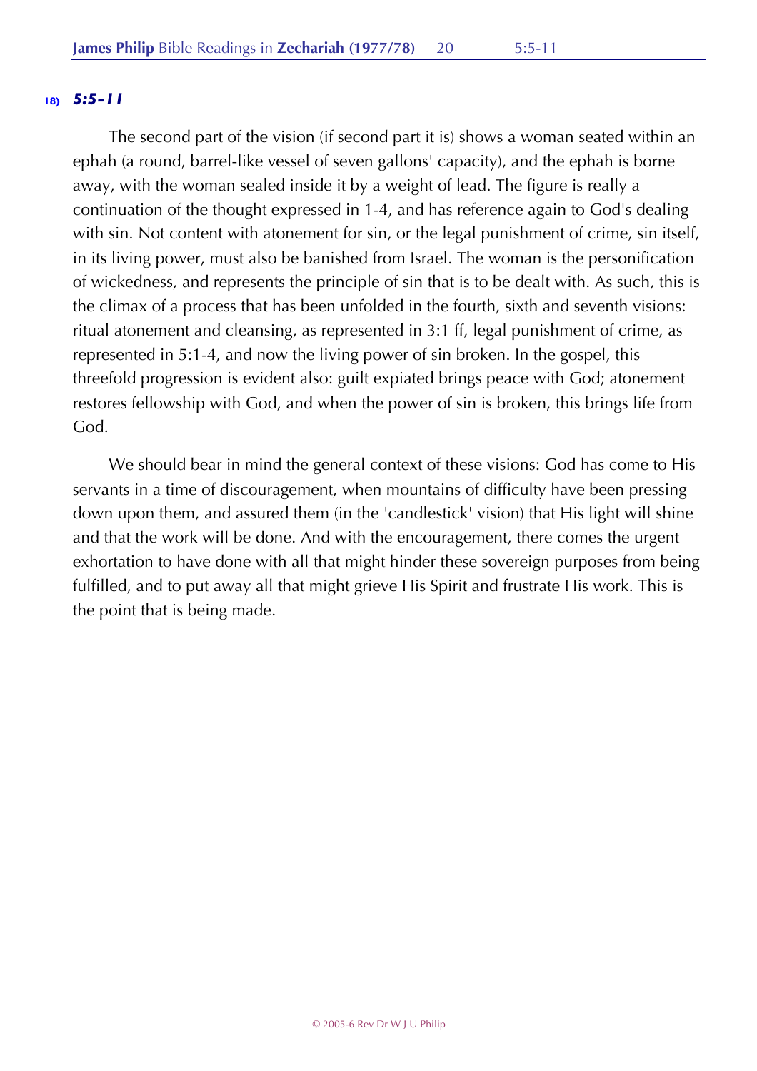### 18) *5:5-11*

The second part of the vision (if second part it is) shows a woman seated within an ephah (a round, barrel-like vessel of seven gallons' capacity), and the ephah is borne away, with the woman sealed inside it by a weight of lead. The figure is really a continuation of the thought expressed in 1-4, and has reference again to God's dealing with sin. Not content with atonement for sin, or the legal punishment of crime, sin itself, in its living power, must also be banished from Israel. The woman is the personification of wickedness, and represents the principle of sin that is to be dealt with. As such, this is the climax of a process that has been unfolded in the fourth, sixth and seventh visions: ritual atonement and cleansing, as represented in 3:1 ff, legal punishment of crime, as represented in 5:1-4, and now the living power of sin broken. In the gospel, this threefold progression is evident also: guilt expiated brings peace with God; atonement restores fellowship with God, and when the power of sin is broken, this brings life from God.

We should bear in mind the general context of these visions: God has come to His servants in a time of discouragement, when mountains of difficulty have been pressing down upon them, and assured them (in the 'candlestick' vision) that His light will shine and that the work will be done. And with the encouragement, there comes the urgent exhortation to have done with all that might hinder these sovereign purposes from being fulfilled, and to put away all that might grieve His Spirit and frustrate His work. This is the point that is being made.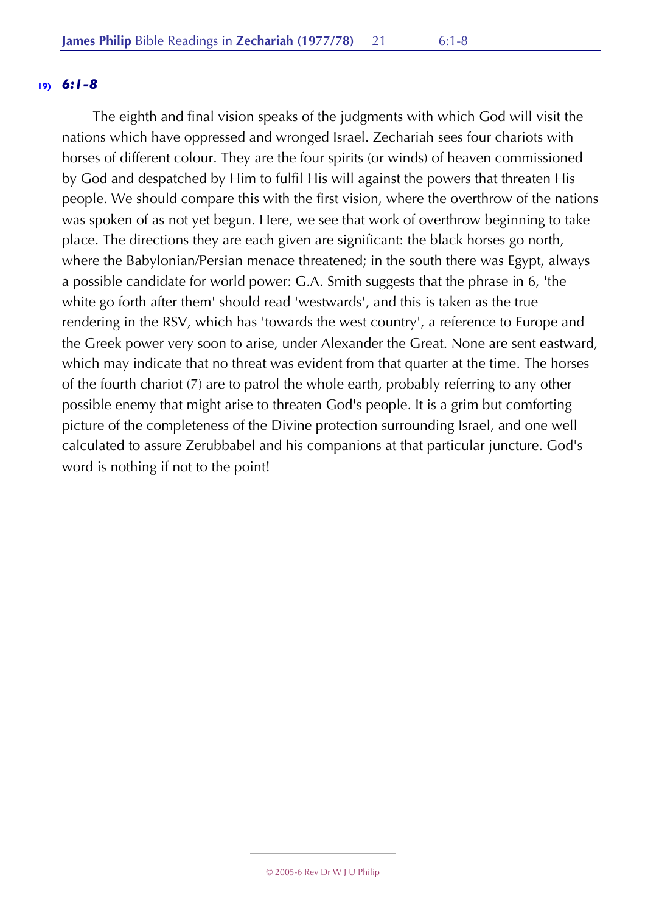**19)** ***6:1-8***

The eighth and final vision speaks of the judgments with which God will visit the nations which have oppressed and wronged Israel. Zechariah sees four chariots with horses of different colour. They are the four spirits (or winds) of heaven commissioned by God and despatched by Him to fulfil His will against the powers that threaten His people. We should compare this with the first vision, where the overthrow of the nations was spoken of as not yet begun. Here, we see that work of overthrow beginning to take place. The directions they are each given are significant: the black horses go north, where the Babylonian/Persian menace threatened; in the south there was Egypt, always a possible candidate for world power: G.A. Smith suggests that the phrase in 6, 'the white go forth after them' should read 'westwards', and this is taken as the true rendering in the RSV, which has 'towards the west country', a reference to Europe and the Greek power very soon to arise, under Alexander the Great. None are sent eastward, which may indicate that no threat was evident from that quarter at the time. The horses of the fourth chariot (7) are to patrol the whole earth, probably referring to any other possible enemy that might arise to threaten God's people. It is a grim but comforting picture of the completeness of the Divine protection surrounding Israel, and one well calculated to assure Zerubbabel and his companions at that particular juncture. God's word is nothing if not to the point!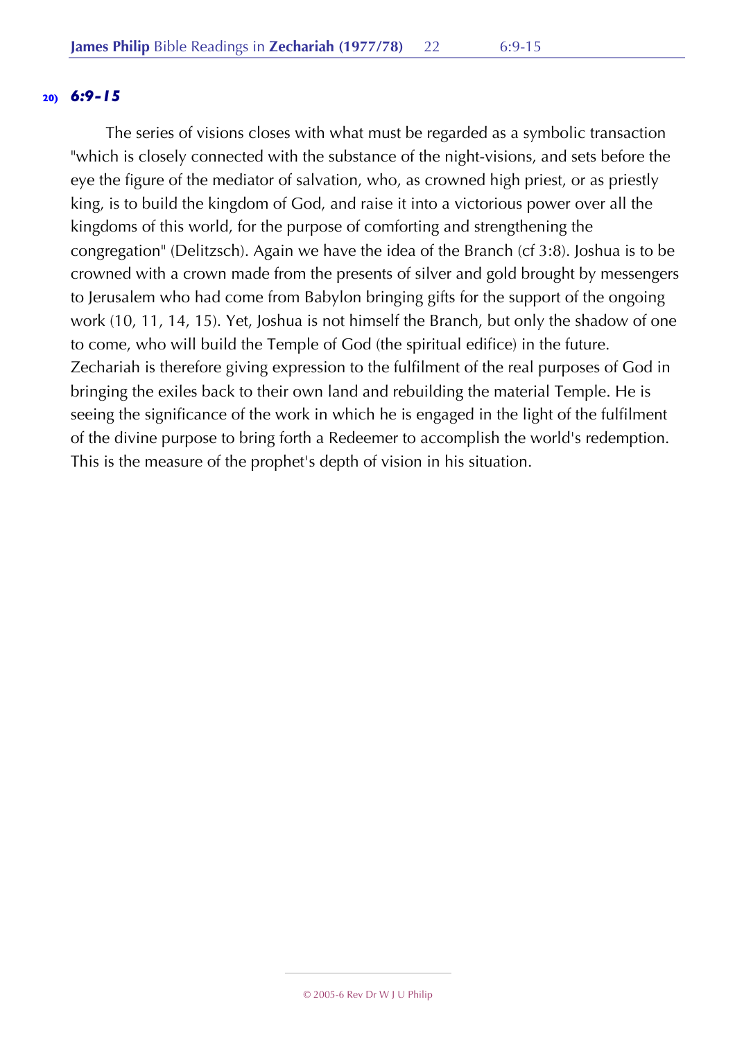**20)** ***6:9-15***

The series of visions closes with what must be regarded as a symbolic transaction "which is closely connected with the substance of the night-visions, and sets before the eye the figure of the mediator of salvation, who, as crowned high priest, or as priestly king, is to build the kingdom of God, and raise it into a victorious power over all the kingdoms of this world, for the purpose of comforting and strengthening the congregation" (Delitzsch). Again we have the idea of the Branch (cf 3:8). Joshua is to be crowned with a crown made from the presents of silver and gold brought by messengers to Jerusalem who had come from Babylon bringing gifts for the support of the ongoing work (10, 11, 14, 15). Yet, Joshua is not himself the Branch, but only the shadow of one to come, who will build the Temple of God (the spiritual edifice) in the future. Zechariah is therefore giving expression to the fulfilment of the real purposes of God in bringing the exiles back to their own land and rebuilding the material Temple. He is seeing the significance of the work in which he is engaged in the light of the fulfilment of the divine purpose to bring forth a Redeemer to accomplish the world's redemption. This is the measure of the prophet's depth of vision in his situation.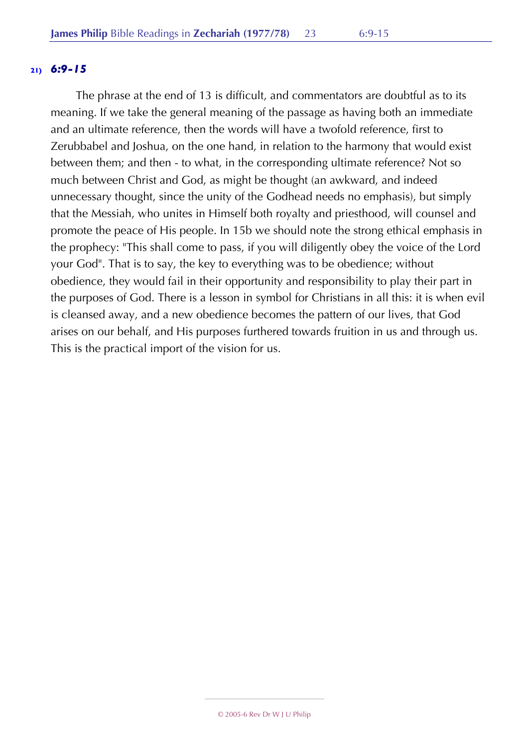**21)** ***6:9-15***

The phrase at the end of 13 is difficult, and commentators are doubtful as to its meaning. If we take the general meaning of the passage as having both an immediate and an ultimate reference, then the words will have a twofold reference, first to Zerubbabel and Joshua, on the one hand, in relation to the harmony that would exist between them; and then - to what, in the corresponding ultimate reference? Not so much between Christ and God, as might be thought (an awkward, and indeed unnecessary thought, since the unity of the Godhead needs no emphasis), but simply that the Messiah, who unites in Himself both royalty and priesthood, will counsel and promote the peace of His people. In 15b we should note the strong ethical emphasis in the prophecy: "This shall come to pass, if you will diligently obey the voice of the Lord your God". That is to say, the key to everything was to be obedience; without obedience, they would fail in their opportunity and responsibility to play their part in the purposes of God. There is a lesson in symbol for Christians in all this: it is when evil is cleansed away, and a new obedience becomes the pattern of our lives, that God arises on our behalf, and His purposes furthered towards fruition in us and through us. This is the practical import of the vision for us.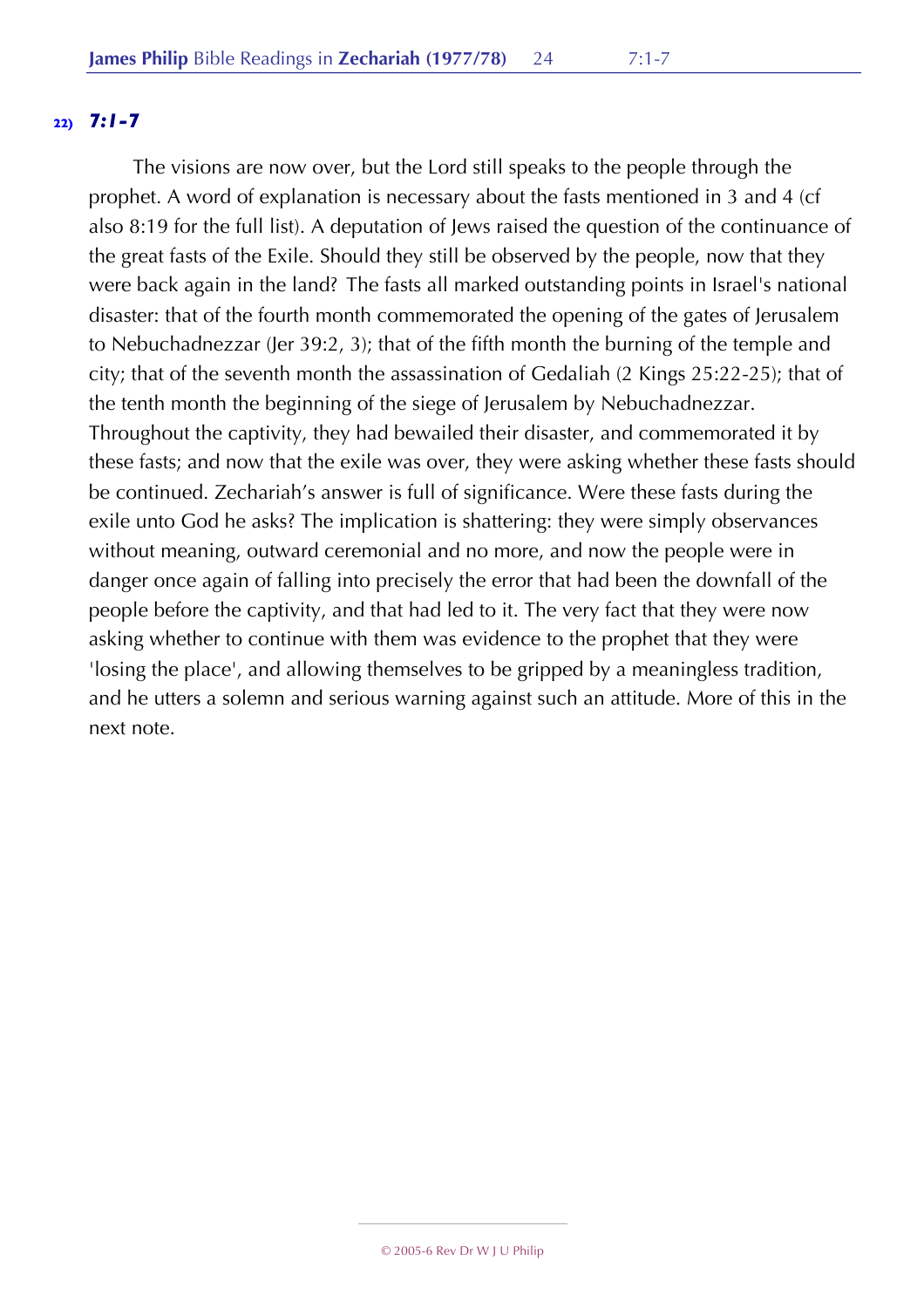**22)** ***7:1-7***

The visions are now over, but the Lord still speaks to the people through the prophet. A word of explanation is necessary about the fasts mentioned in 3 and 4 (cf also 8:19 for the full list). A deputation of Jews raised the question of the continuance of the great fasts of the Exile. Should they still be observed by the people, now that they were back again in the land? The fasts all marked outstanding points in Israel's national disaster: that of the fourth month commemorated the opening of the gates of Jerusalem to Nebuchadnezzar (Jer 39:2, 3); that of the fifth month the burning of the temple and city; that of the seventh month the assassination of Gedaliah (2 Kings 25:22-25); that of the tenth month the beginning of the siege of Jerusalem by Nebuchadnezzar. Throughout the captivity, they had bewailed their disaster, and commemorated it by these fasts; and now that the exile was over, they were asking whether these fasts should be continued. Zechariah's answer is full of significance. Were these fasts during the exile unto God he asks? The implication is shattering: they were simply observances without meaning, outward ceremonial and no more, and now the people were in danger once again of falling into precisely the error that had been the downfall of the people before the captivity, and that had led to it. The very fact that they were now asking whether to continue with them was evidence to the prophet that they were 'losing the place', and allowing themselves to be gripped by a meaningless tradition, and he utters a solemn and serious warning against such an attitude. More of this in the next note.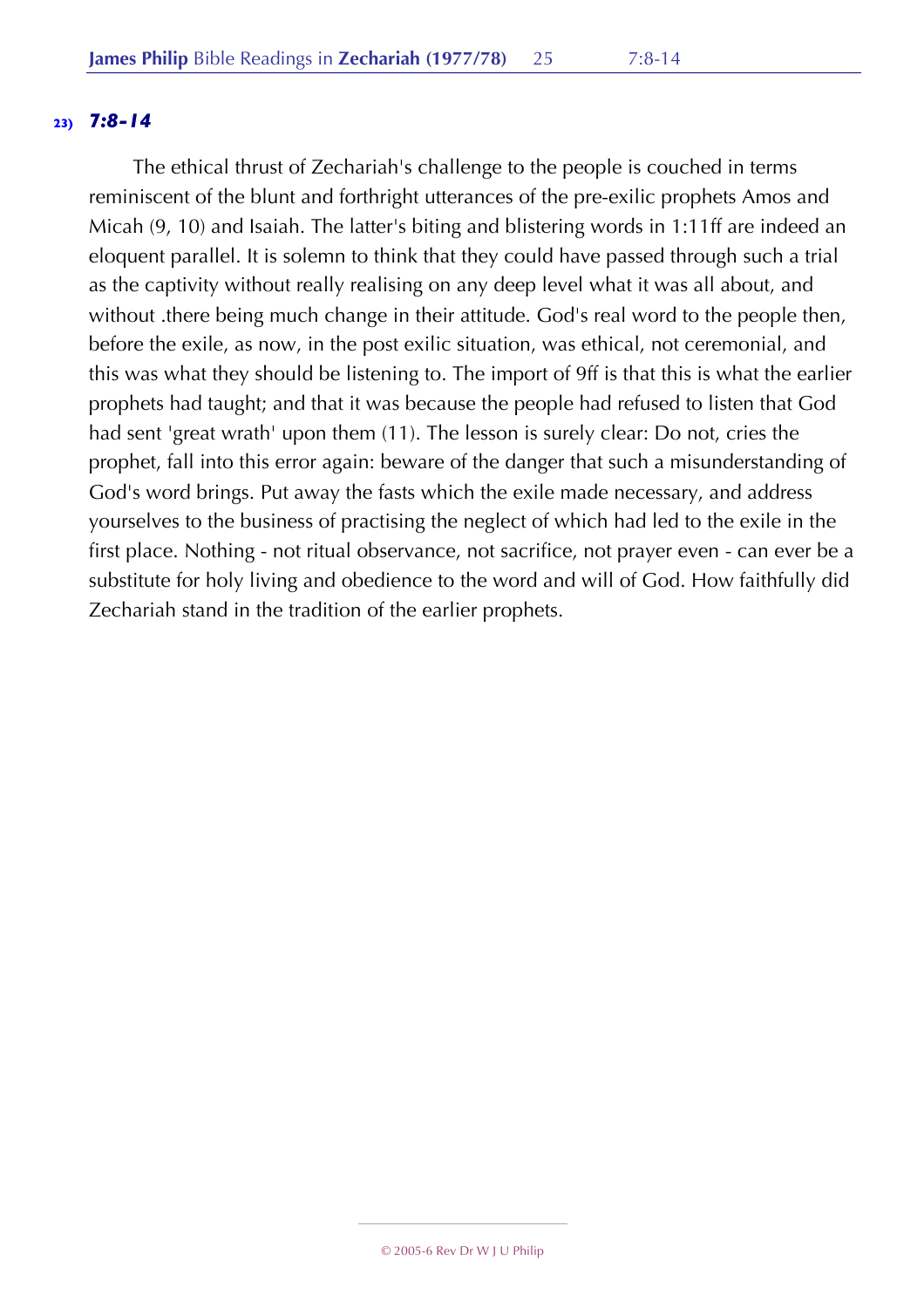### 23) *7:8-14*

The ethical thrust of Zechariah's challenge to the people is couched in terms reminiscent of the blunt and forthright utterances of the pre-exilic prophets Amos and Micah (9, 10) and Isaiah. The latter's biting and blistering words in 1:11ff are indeed an eloquent parallel. It is solemn to think that they could have passed through such a trial as the captivity without really realising on any deep level what it was all about, and without .there being much change in their attitude. God's real word to the people then, before the exile, as now, in the post exilic situation, was ethical, not ceremonial, and this was what they should be listening to. The import of 9ff is that this is what the earlier prophets had taught; and that it was because the people had refused to listen that God had sent 'great wrath' upon them (11). The lesson is surely clear: Do not, cries the prophet, fall into this error again: beware of the danger that such a misunderstanding of God's word brings. Put away the fasts which the exile made necessary, and address yourselves to the business of practising the neglect of which had led to the exile in the first place. Nothing - not ritual observance, not sacrifice, not prayer even - can ever be a substitute for holy living and obedience to the word and will of God. How faithfully did Zechariah stand in the tradition of the earlier prophets.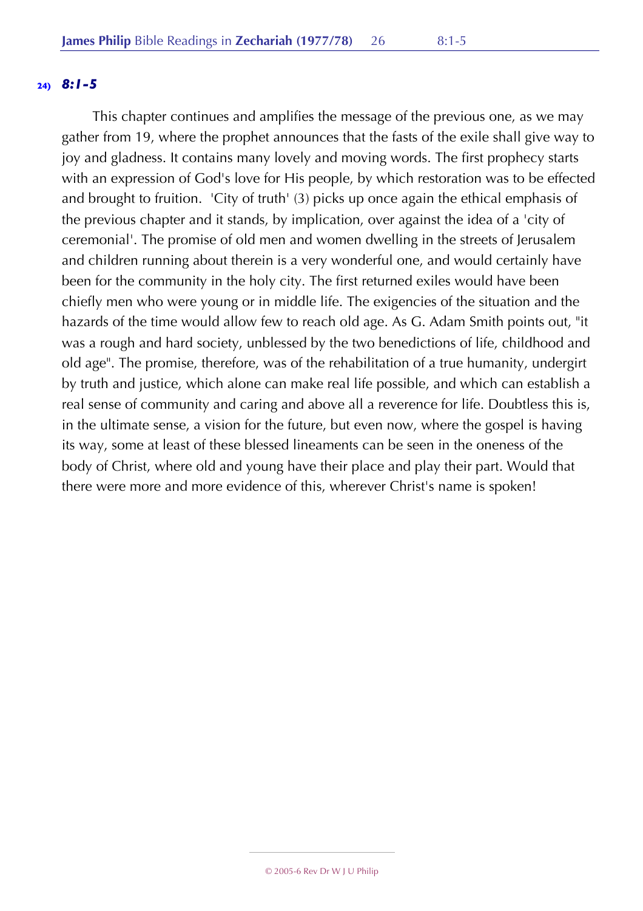## 24) *8:1-5*

This chapter continues and amplifies the message of the previous one, as we may gather from 19, where the prophet announces that the fasts of the exile shall give way to joy and gladness. It contains many lovely and moving words. The first prophecy starts with an expression of God's love for His people, by which restoration was to be effected and brought to fruition. 'City of truth' (3) picks up once again the ethical emphasis of the previous chapter and it stands, by implication, over against the idea of a 'city of ceremonial'. The promise of old men and women dwelling in the streets of Jerusalem and children running about therein is a very wonderful one, and would certainly have been for the community in the holy city. The first returned exiles would have been chiefly men who were young or in middle life. The exigencies of the situation and the hazards of the time would allow few to reach old age. As G. Adam Smith points out, "it was a rough and hard society, unblessed by the two benedictions of life, childhood and old age". The promise, therefore, was of the rehabilitation of a true humanity, undergirt by truth and justice, which alone can make real life possible, and which can establish a real sense of community and caring and above all a reverence for life. Doubtless this is, in the ultimate sense, a vision for the future, but even now, where the gospel is having its way, some at least of these blessed lineaments can be seen in the oneness of the body of Christ, where old and young have their place and play their part. Would that there were more and more evidence of this, wherever Christ's name is spoken!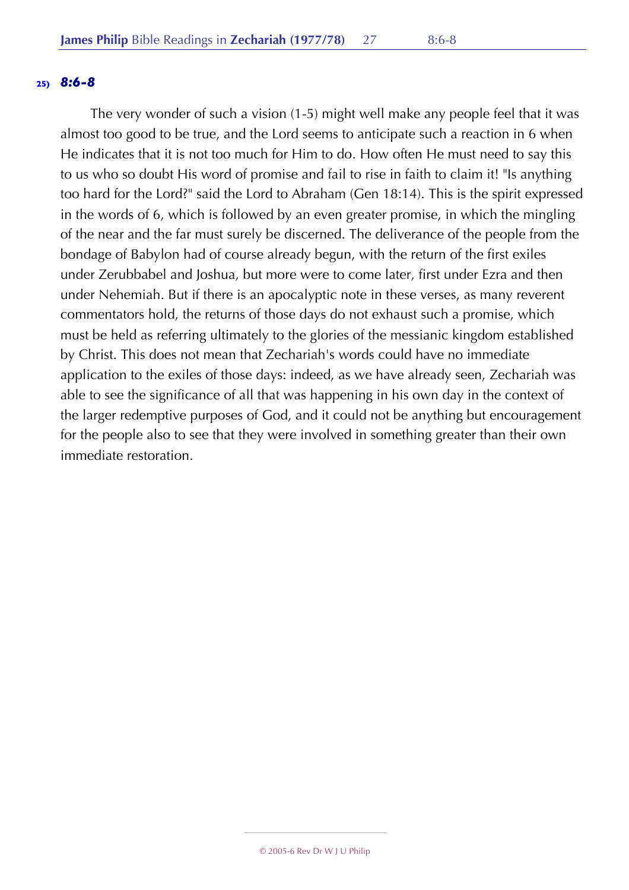**25)** ***8:6-8***

The very wonder of such a vision (1-5) might well make any people feel that it was almost too good to be true, and the Lord seems to anticipate such a reaction in 6 when He indicates that it is not too much for Him to do. How often He must need to say this to us who so doubt His word of promise and fail to rise in faith to claim it! "Is anything too hard for the Lord?" said the Lord to Abraham (Gen 18:14). This is the spirit expressed in the words of 6, which is followed by an even greater promise, in which the mingling of the near and the far must surely be discerned. The deliverance of the people from the bondage of Babylon had of course already begun, with the return of the first exiles under Zerubbabel and Joshua, but more were to come later, first under Ezra and then under Nehemiah. But if there is an apocalyptic note in these verses, as many reverent commentators hold, the returns of those days do not exhaust such a promise, which must be held as referring ultimately to the glories of the messianic kingdom established by Christ. This does not mean that Zechariah's words could have no immediate application to the exiles of those days: indeed, as we have already seen, Zechariah was able to see the significance of all that was happening in his own day in the context of the larger redemptive purposes of God, and it could not be anything but encouragement for the people also to see that they were involved in something greater than their own immediate restoration.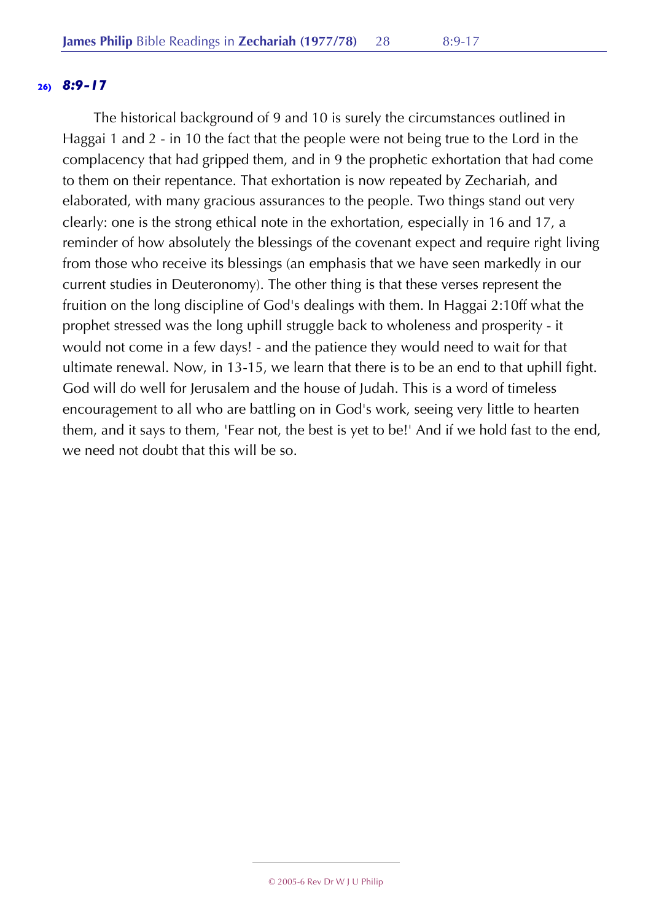**26) *8:9-17***

The historical background of 9 and 10 is surely the circumstances outlined in Haggai 1 and 2 - in 10 the fact that the people were not being true to the Lord in the complacency that had gripped them, and in 9 the prophetic exhortation that had come to them on their repentance. That exhortation is now repeated by Zechariah, and elaborated, with many gracious assurances to the people. Two things stand out very clearly: one is the strong ethical note in the exhortation, especially in 16 and 17, a reminder of how absolutely the blessings of the covenant expect and require right living from those who receive its blessings (an emphasis that we have seen markedly in our current studies in Deuteronomy). The other thing is that these verses represent the fruition on the long discipline of God's dealings with them. In Haggai 2:10ff what the prophet stressed was the long uphill struggle back to wholeness and prosperity - it would not come in a few days! - and the patience they would need to wait for that ultimate renewal. Now, in 13-15, we learn that there is to be an end to that uphill fight. God will do well for Jerusalem and the house of Judah. This is a word of timeless encouragement to all who are battling on in God's work, seeing very little to hearten them, and it says to them, 'Fear not, the best is yet to be!' And if we hold fast to the end, we need not doubt that this will be so.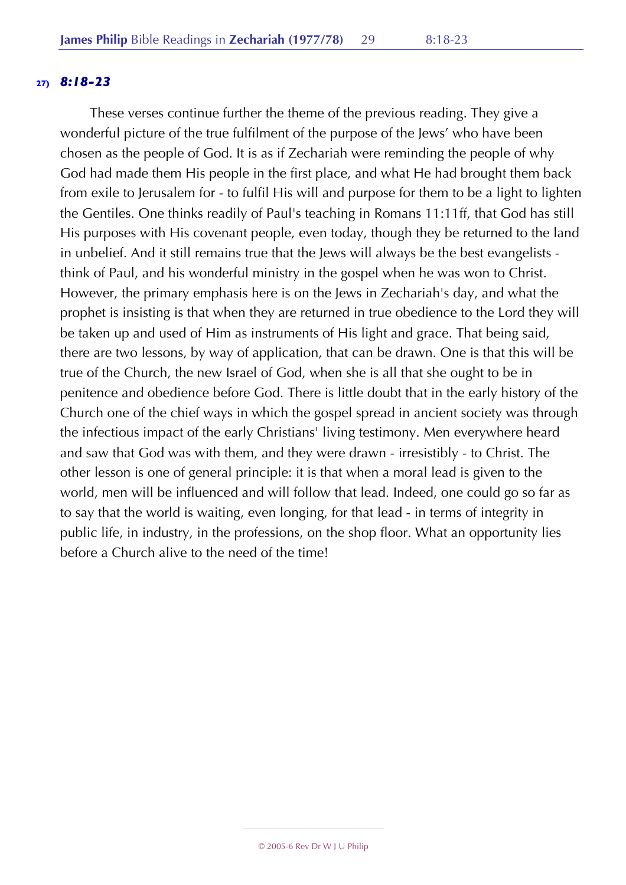**27)** ***8:18-23***

These verses continue further the theme of the previous reading. They give a wonderful picture of the true fulfilment of the purpose of the Jews' who have been chosen as the people of God. It is as if Zechariah were reminding the people of why God had made them His people in the first place, and what He had brought them back from exile to Jerusalem for - to fulfil His will and purpose for them to be a light to lighten the Gentiles. One thinks readily of Paul's teaching in Romans 11:11ff, that God has still His purposes with His covenant people, even today, though they be returned to the land in unbelief. And it still remains true that the Jews will always be the best evangelists - think of Paul, and his wonderful ministry in the gospel when he was won to Christ. However, the primary emphasis here is on the Jews in Zechariah's day, and what the prophet is insisting is that when they are returned in true obedience to the Lord they will be taken up and used of Him as instruments of His light and grace. That being said, there are two lessons, by way of application, that can be drawn. One is that this will be true of the Church, the new Israel of God, when she is all that she ought to be in penitence and obedience before God. There is little doubt that in the early history of the Church one of the chief ways in which the gospel spread in ancient society was through the infectious impact of the early Christians' living testimony. Men everywhere heard and saw that God was with them, and they were drawn - irresistibly - to Christ. The other lesson is one of general principle: it is that when a moral lead is given to the world, men will be influenced and will follow that lead. Indeed, one could go so far as to say that the world is waiting, even longing, for that lead - in terms of integrity in public life, in industry, in the professions, on the shop floor. What an opportunity lies before a Church alive to the need of the time!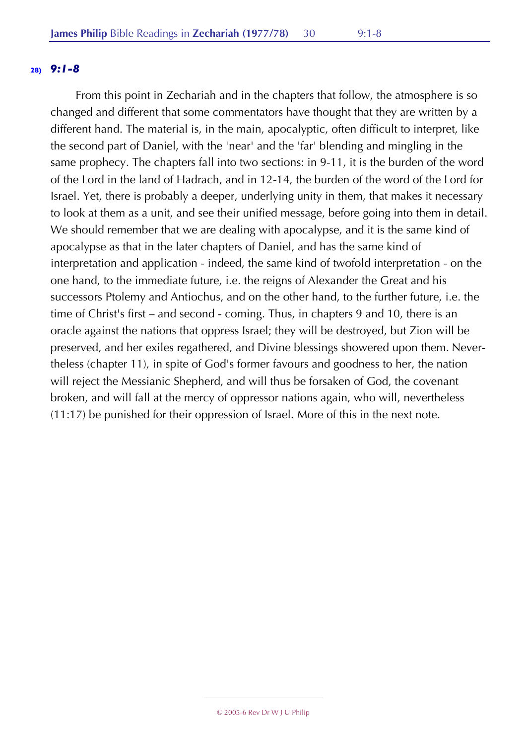### 28) *9:1-8*

From this point in Zechariah and in the chapters that follow, the atmosphere is so changed and different that some commentators have thought that they are written by a different hand. The material is, in the main, apocalyptic, often difficult to interpret, like the second part of Daniel, with the 'near' and the 'far' blending and mingling in the same prophecy. The chapters fall into two sections: in 9-11, it is the burden of the word of the Lord in the land of Hadrach, and in 12-14, the burden of the word of the Lord for Israel. Yet, there is probably a deeper, underlying unity in them, that makes it necessary to look at them as a unit, and see their unified message, before going into them in detail. We should remember that we are dealing with apocalypse, and it is the same kind of apocalypse as that in the later chapters of Daniel, and has the same kind of interpretation and application - indeed, the same kind of twofold interpretation - on the one hand, to the immediate future, i.e. the reigns of Alexander the Great and his successors Ptolemy and Antiochus, and on the other hand, to the further future, i.e. the time of Christ's first – and second - coming. Thus, in chapters 9 and 10, there is an oracle against the nations that oppress Israel; they will be destroyed, but Zion will be preserved, and her exiles regathered, and Divine blessings showered upon them. Nevertheless (chapter 11), in spite of God's former favours and goodness to her, the nation will reject the Messianic Shepherd, and will thus be forsaken of God, the covenant broken, and will fall at the mercy of oppressor nations again, who will, nevertheless (11:17) be punished for their oppression of Israel. More of this in the next note.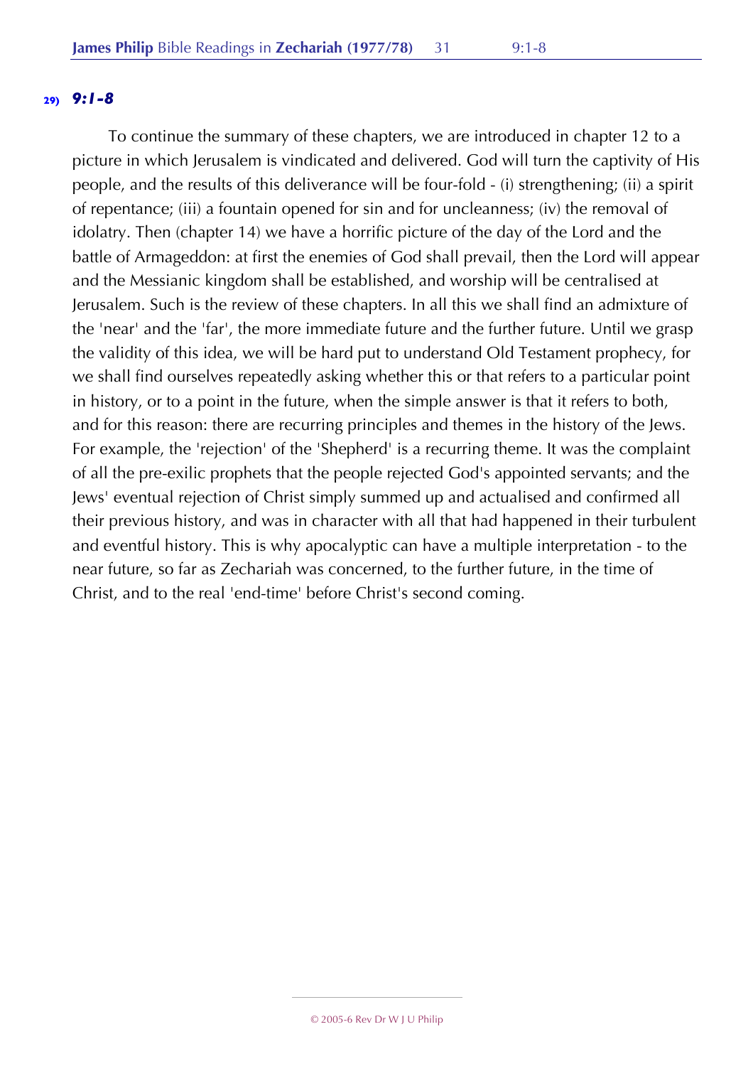### 29) *9:1-8*

To continue the summary of these chapters, we are introduced in chapter 12 to a picture in which Jerusalem is vindicated and delivered. God will turn the captivity of His people, and the results of this deliverance will be four-fold - (i) strengthening; (ii) a spirit of repentance; (iii) a fountain opened for sin and for uncleanness; (iv) the removal of idolatry. Then (chapter 14) we have a horrific picture of the day of the Lord and the battle of Armageddon: at first the enemies of God shall prevail, then the Lord will appear and the Messianic kingdom shall be established, and worship will be centralised at Jerusalem. Such is the review of these chapters. In all this we shall find an admixture of the 'near' and the 'far', the more immediate future and the further future. Until we grasp the validity of this idea, we will be hard put to understand Old Testament prophecy, for we shall find ourselves repeatedly asking whether this or that refers to a particular point in history, or to a point in the future, when the simple answer is that it refers to both, and for this reason: there are recurring principles and themes in the history of the Jews. For example, the 'rejection' of the 'Shepherd' is a recurring theme. It was the complaint of all the pre-exilic prophets that the people rejected God's appointed servants; and the Jews' eventual rejection of Christ simply summed up and actualised and confirmed all their previous history, and was in character with all that had happened in their turbulent and eventful history. This is why apocalyptic can have a multiple interpretation - to the near future, so far as Zechariah was concerned, to the further future, in the time of Christ, and to the real 'end-time' before Christ's second coming.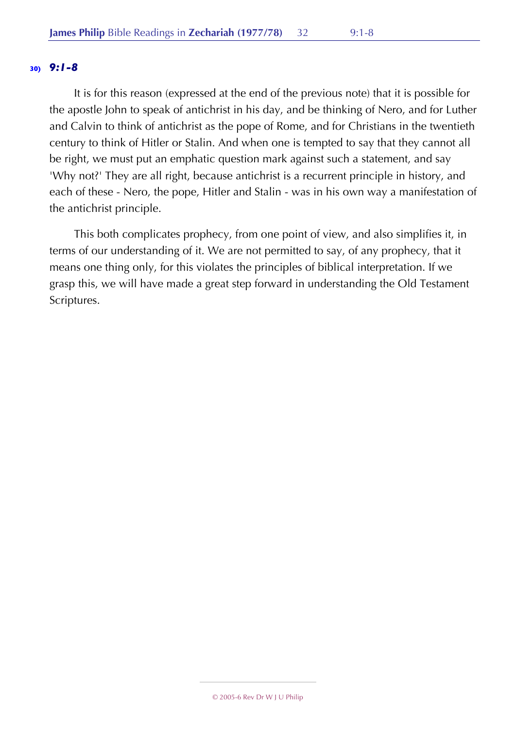**30)** ***9:1-8***

It is for this reason (expressed at the end of the previous note) that it is possible for the apostle John to speak of antichrist in his day, and be thinking of Nero, and for Luther and Calvin to think of antichrist as the pope of Rome, and for Christians in the twentieth century to think of Hitler or Stalin. And when one is tempted to say that they cannot all be right, we must put an emphatic question mark against such a statement, and say 'Why not?' They are all right, because antichrist is a recurrent principle in history, and each of these - Nero, the pope, Hitler and Stalin - was in his own way a manifestation of the antichrist principle.

This both complicates prophecy, from one point of view, and also simplifies it, in terms of our understanding of it. We are not permitted to say, of any prophecy, that it means one thing only, for this violates the principles of biblical interpretation. If we grasp this, we will have made a great step forward in understanding the Old Testament Scriptures.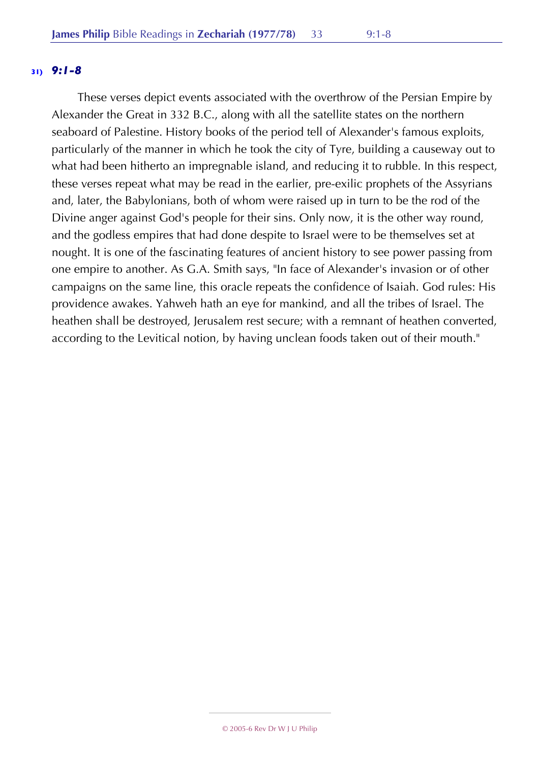**31)** ***9:1-8***

These verses depict events associated with the overthrow of the Persian Empire by Alexander the Great in 332 B.C., along with all the satellite states on the northern seaboard of Palestine. History books of the period tell of Alexander's famous exploits, particularly of the manner in which he took the city of Tyre, building a causeway out to what had been hitherto an impregnable island, and reducing it to rubble. In this respect, these verses repeat what may be read in the earlier, pre-exilic prophets of the Assyrians and, later, the Babylonians, both of whom were raised up in turn to be the rod of the Divine anger against God's people for their sins. Only now, it is the other way round, and the godless empires that had done despite to Israel were to be themselves set at nought. It is one of the fascinating features of ancient history to see power passing from one empire to another. As G.A. Smith says, "In face of Alexander's invasion or of other campaigns on the same line, this oracle repeats the confidence of Isaiah. God rules: His providence awakes. Yahweh hath an eye for mankind, and all the tribes of Israel. The heathen shall be destroyed, Jerusalem rest secure; with a remnant of heathen converted, according to the Levitical notion, by having unclean foods taken out of their mouth."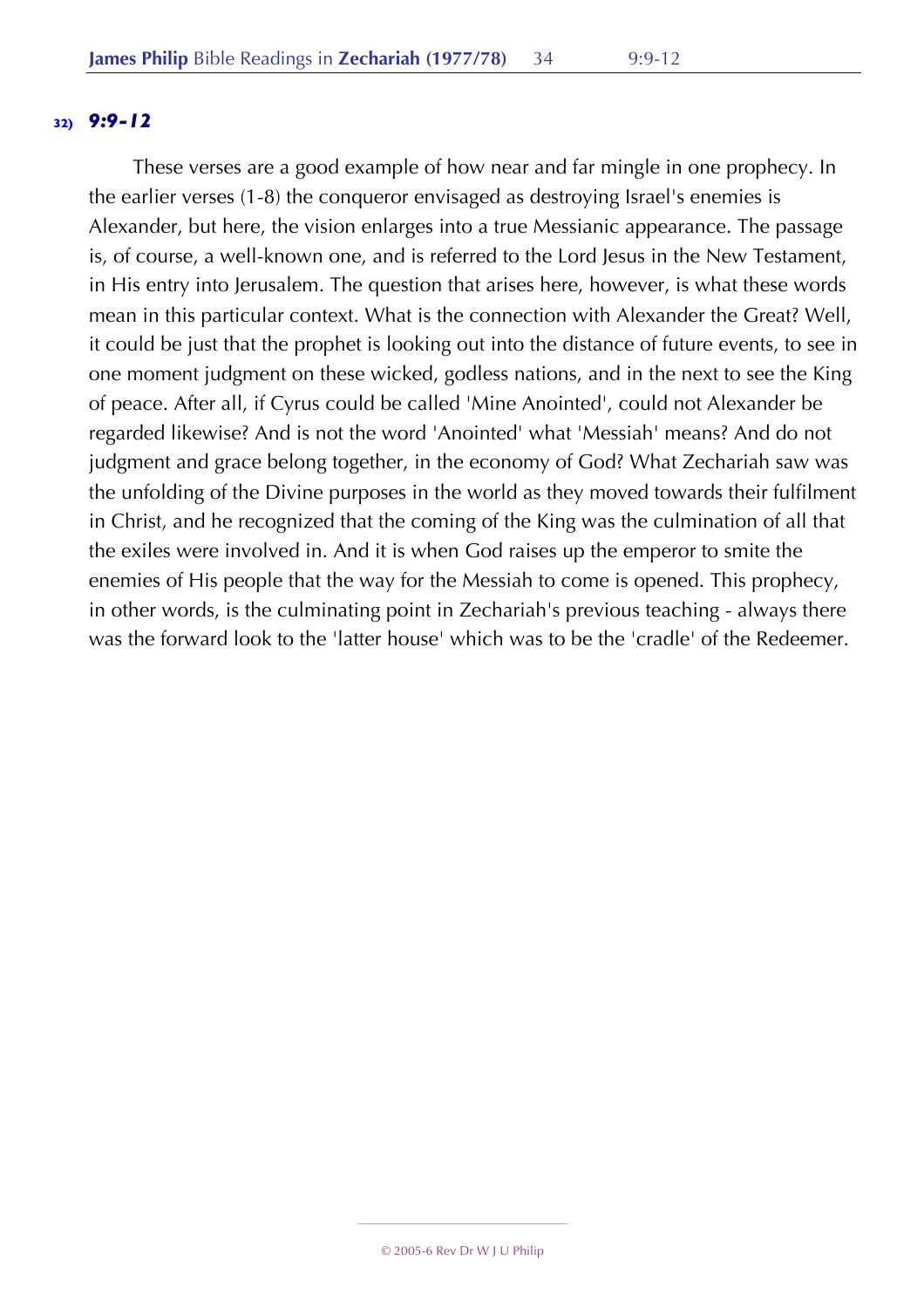**32)** ***9:9-12***

These verses are a good example of how near and far mingle in one prophecy. In the earlier verses (1-8) the conqueror envisaged as destroying Israel's enemies is Alexander, but here, the vision enlarges into a true Messianic appearance. The passage is, of course, a well-known one, and is referred to the Lord Jesus in the New Testament, in His entry into Jerusalem. The question that arises here, however, is what these words mean in this particular context. What is the connection with Alexander the Great? Well, it could be just that the prophet is looking out into the distance of future events, to see in one moment judgment on these wicked, godless nations, and in the next to see the King of peace. After all, if Cyrus could be called 'Mine Anointed', could not Alexander be regarded likewise? And is not the word 'Anointed' what 'Messiah' means? And do not judgment and grace belong together, in the economy of God? What Zechariah saw was the unfolding of the Divine purposes in the world as they moved towards their fulfilment in Christ, and he recognized that the coming of the King was the culmination of all that the exiles were involved in. And it is when God raises up the emperor to smite the enemies of His people that the way for the Messiah to come is opened. This prophecy, in other words, is the culminating point in Zechariah's previous teaching - always there was the forward look to the 'latter house' which was to be the 'cradle' of the Redeemer.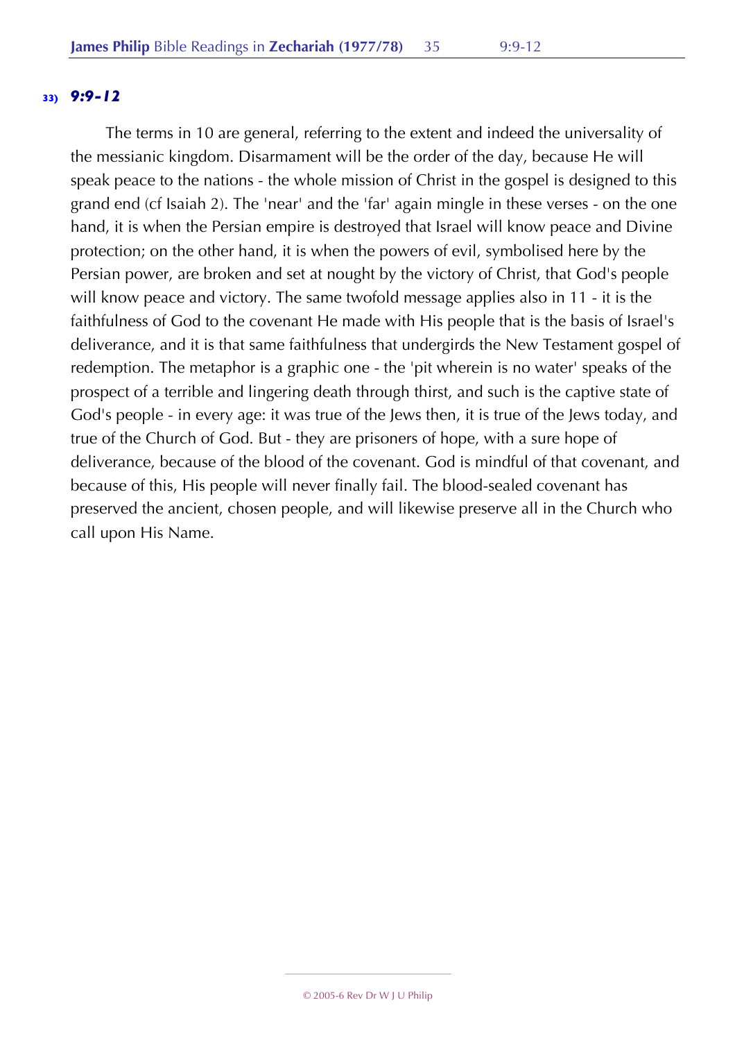### 33) *9:9-12*

The terms in 10 are general, referring to the extent and indeed the universality of the messianic kingdom. Disarmament will be the order of the day, because He will speak peace to the nations - the whole mission of Christ in the gospel is designed to this grand end (cf Isaiah 2). The 'near' and the 'far' again mingle in these verses - on the one hand, it is when the Persian empire is destroyed that Israel will know peace and Divine protection; on the other hand, it is when the powers of evil, symbolised here by the Persian power, are broken and set at nought by the victory of Christ, that God's people will know peace and victory. The same twofold message applies also in 11 - it is the faithfulness of God to the covenant He made with His people that is the basis of Israel's deliverance, and it is that same faithfulness that undergirds the New Testament gospel of redemption. The metaphor is a graphic one - the 'pit wherein is no water' speaks of the prospect of a terrible and lingering death through thirst, and such is the captive state of God's people - in every age: it was true of the Jews then, it is true of the Jews today, and true of the Church of God. But - they are prisoners of hope, with a sure hope of deliverance, because of the blood of the covenant. God is mindful of that covenant, and because of this, His people will never finally fail. The blood-sealed covenant has preserved the ancient, chosen people, and will likewise preserve all in the Church who call upon His Name.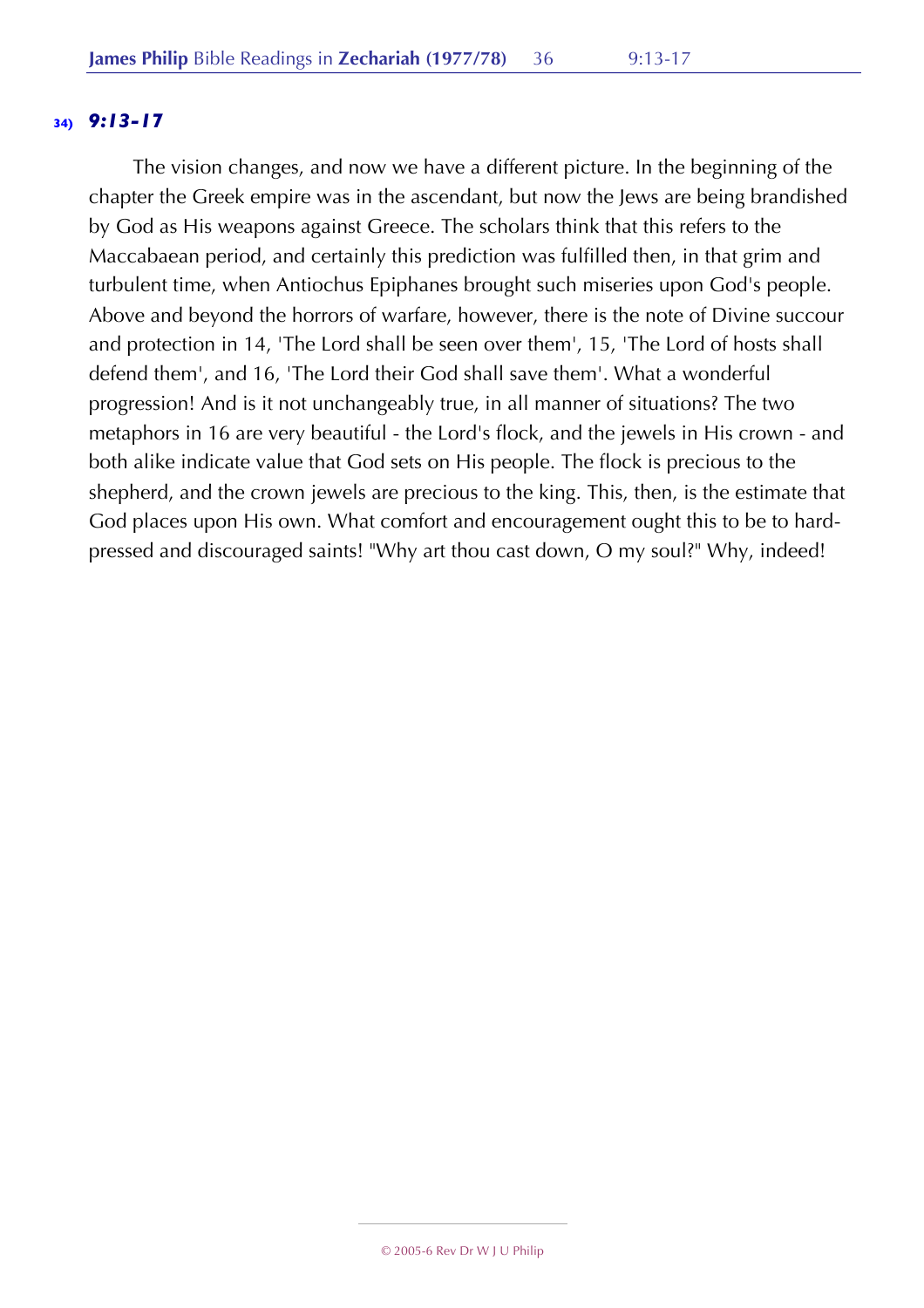### 34) *9:13-17*

The vision changes, and now we have a different picture. In the beginning of the chapter the Greek empire was in the ascendant, but now the Jews are being brandished by God as His weapons against Greece. The scholars think that this refers to the Maccabaean period, and certainly this prediction was fulfilled then, in that grim and turbulent time, when Antiochus Epiphanes brought such miseries upon God's people. Above and beyond the horrors of warfare, however, there is the note of Divine succour and protection in 14, 'The Lord shall be seen over them', 15, 'The Lord of hosts shall defend them', and 16, 'The Lord their God shall save them'. What a wonderful progression! And is it not unchangeably true, in all manner of situations? The two metaphors in 16 are very beautiful - the Lord's flock, and the jewels in His crown - and both alike indicate value that God sets on His people. The flock is precious to the shepherd, and the crown jewels are precious to the king. This, then, is the estimate that God places upon His own. What comfort and encouragement ought this to be to hard-pressed and discouraged saints! "Why art thou cast down, O my soul?" Why, indeed!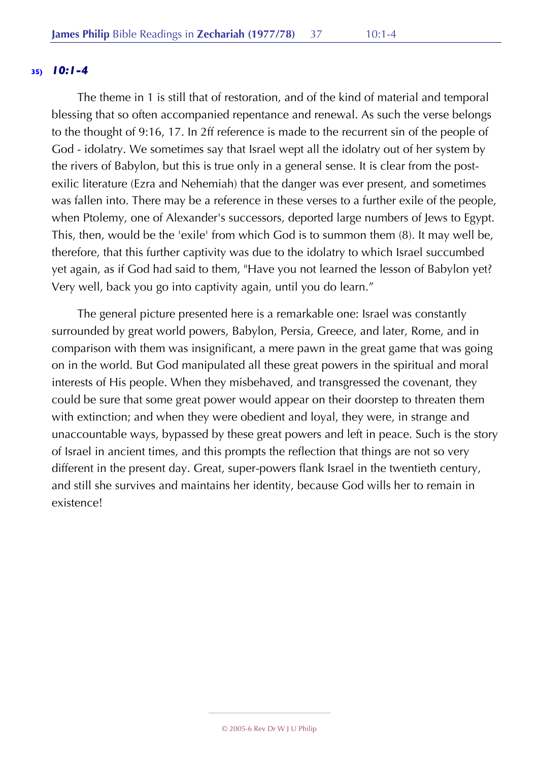**35) *10:1-4***

The theme in 1 is still that of restoration, and of the kind of material and temporal blessing that so often accompanied repentance and renewal. As such the verse belongs to the thought of 9:16, 17. In 2ff reference is made to the recurrent sin of the people of God - idolatry. We sometimes say that Israel wept all the idolatry out of her system by the rivers of Babylon, but this is true only in a general sense. It is clear from the post-exilic literature (Ezra and Nehemiah) that the danger was ever present, and sometimes was fallen into. There may be a reference in these verses to a further exile of the people, when Ptolemy, one of Alexander's successors, deported large numbers of Jews to Egypt. This, then, would be the 'exile' from which God is to summon them (8). It may well be, therefore, that this further captivity was due to the idolatry to which Israel succumbed yet again, as if God had said to them, "Have you not learned the lesson of Babylon yet? Very well, back you go into captivity again, until you do learn."

The general picture presented here is a remarkable one: Israel was constantly surrounded by great world powers, Babylon, Persia, Greece, and later, Rome, and in comparison with them was insignificant, a mere pawn in the great game that was going on in the world. But God manipulated all these great powers in the spiritual and moral interests of His people. When they misbehaved, and transgressed the covenant, they could be sure that some great power would appear on their doorstep to threaten them with extinction; and when they were obedient and loyal, they were, in strange and unaccountable ways, bypassed by these great powers and left in peace. Such is the story of Israel in ancient times, and this prompts the reflection that things are not so very different in the present day. Great, super-powers flank Israel in the twentieth century, and still she survives and maintains her identity, because God wills her to remain in existence!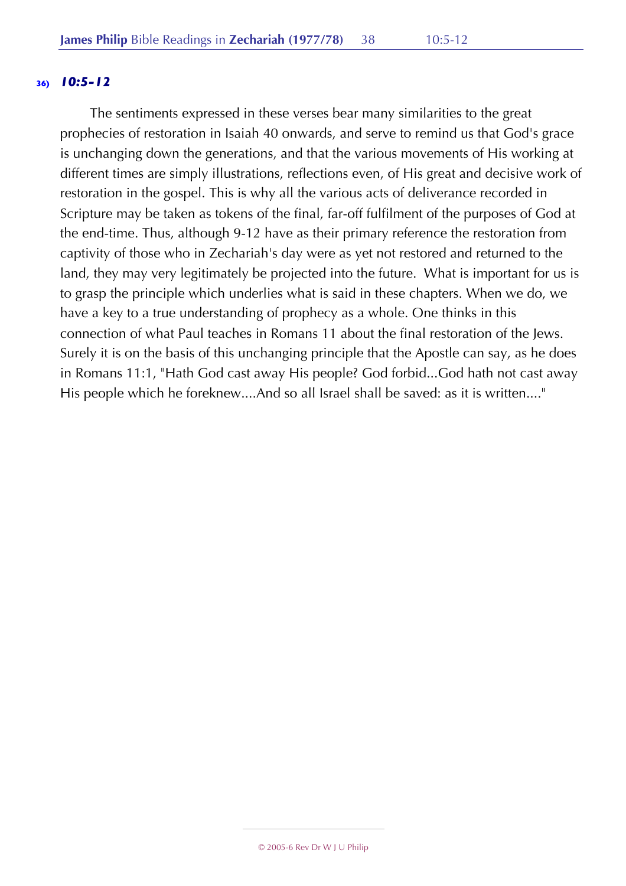**36)** ***10:5-12***

The sentiments expressed in these verses bear many similarities to the great prophecies of restoration in Isaiah 40 onwards, and serve to remind us that God's grace is unchanging down the generations, and that the various movements of His working at different times are simply illustrations, reflections even, of His great and decisive work of restoration in the gospel. This is why all the various acts of deliverance recorded in Scripture may be taken as tokens of the final, far-off fulfilment of the purposes of God at the end-time. Thus, although 9-12 have as their primary reference the restoration from captivity of those who in Zechariah's day were as yet not restored and returned to the land, they may very legitimately be projected into the future. What is important for us is to grasp the principle which underlies what is said in these chapters. When we do, we have a key to a true understanding of prophecy as a whole. One thinks in this connection of what Paul teaches in Romans 11 about the final restoration of the Jews. Surely it is on the basis of this unchanging principle that the Apostle can say, as he does in Romans 11:1, "Hath God cast away His people? God forbid...God hath not cast away His people which he foreknew....And so all Israel shall be saved: as it is written...."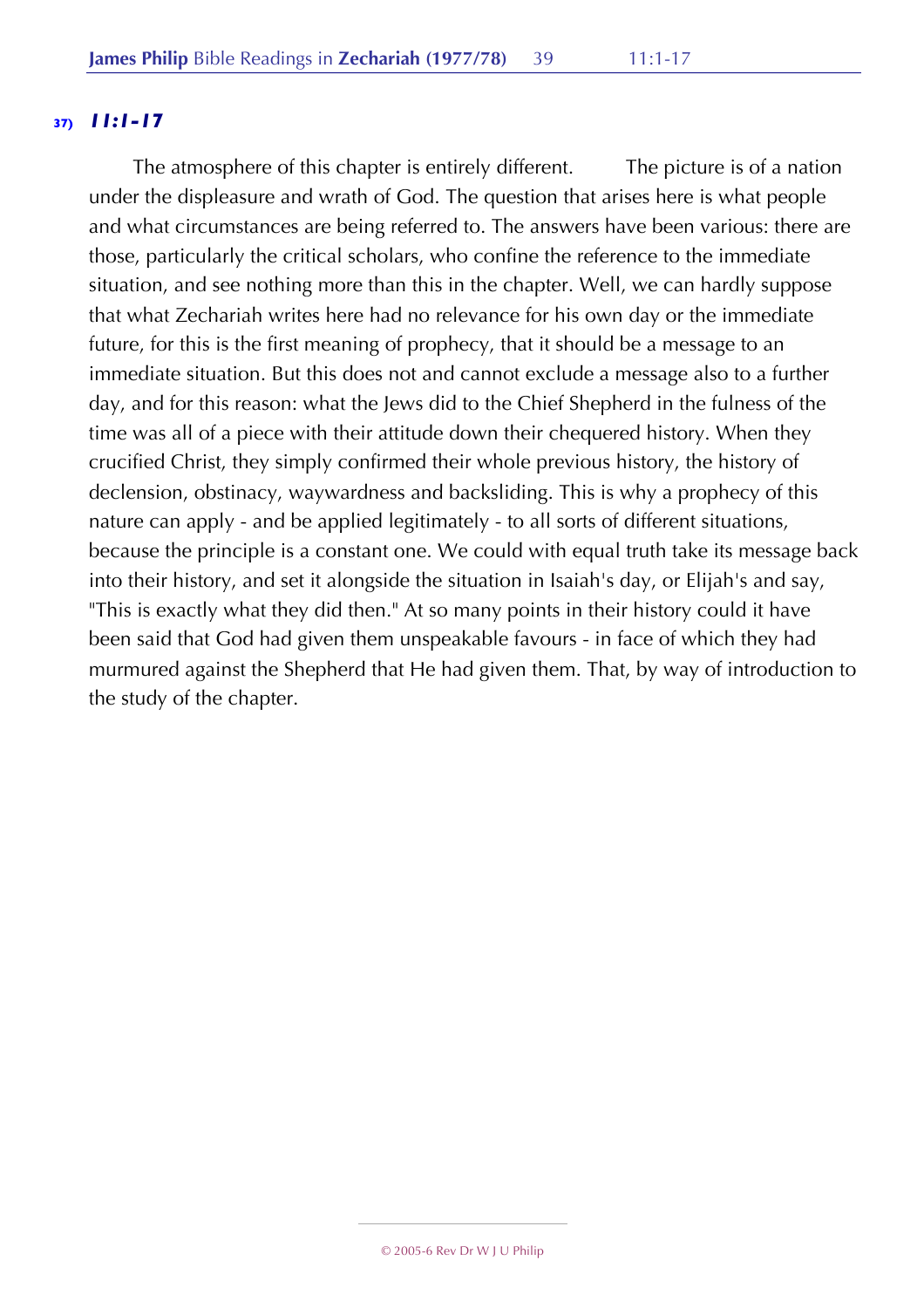## 37) *11:1-17*

The atmosphere of this chapter is entirely different. The picture is of a nation under the displeasure and wrath of God. The question that arises here is what people and what circumstances are being referred to. The answers have been various: there are those, particularly the critical scholars, who confine the reference to the immediate situation, and see nothing more than this in the chapter. Well, we can hardly suppose that what Zechariah writes here had no relevance for his own day or the immediate future, for this is the first meaning of prophecy, that it should be a message to an immediate situation. But this does not and cannot exclude a message also to a further day, and for this reason: what the Jews did to the Chief Shepherd in the fulness of the time was all of a piece with their attitude down their chequered history. When they crucified Christ, they simply confirmed their whole previous history, the history of declension, obstinacy, waywardness and backsliding. This is why a prophecy of this nature can apply - and be applied legitimately - to all sorts of different situations, because the principle is a constant one. We could with equal truth take its message back into their history, and set it alongside the situation in Isaiah's day, or Elijah's and say, "This is exactly what they did then." At so many points in their history could it have been said that God had given them unspeakable favours - in face of which they had murmured against the Shepherd that He had given them. That, by way of introduction to the study of the chapter.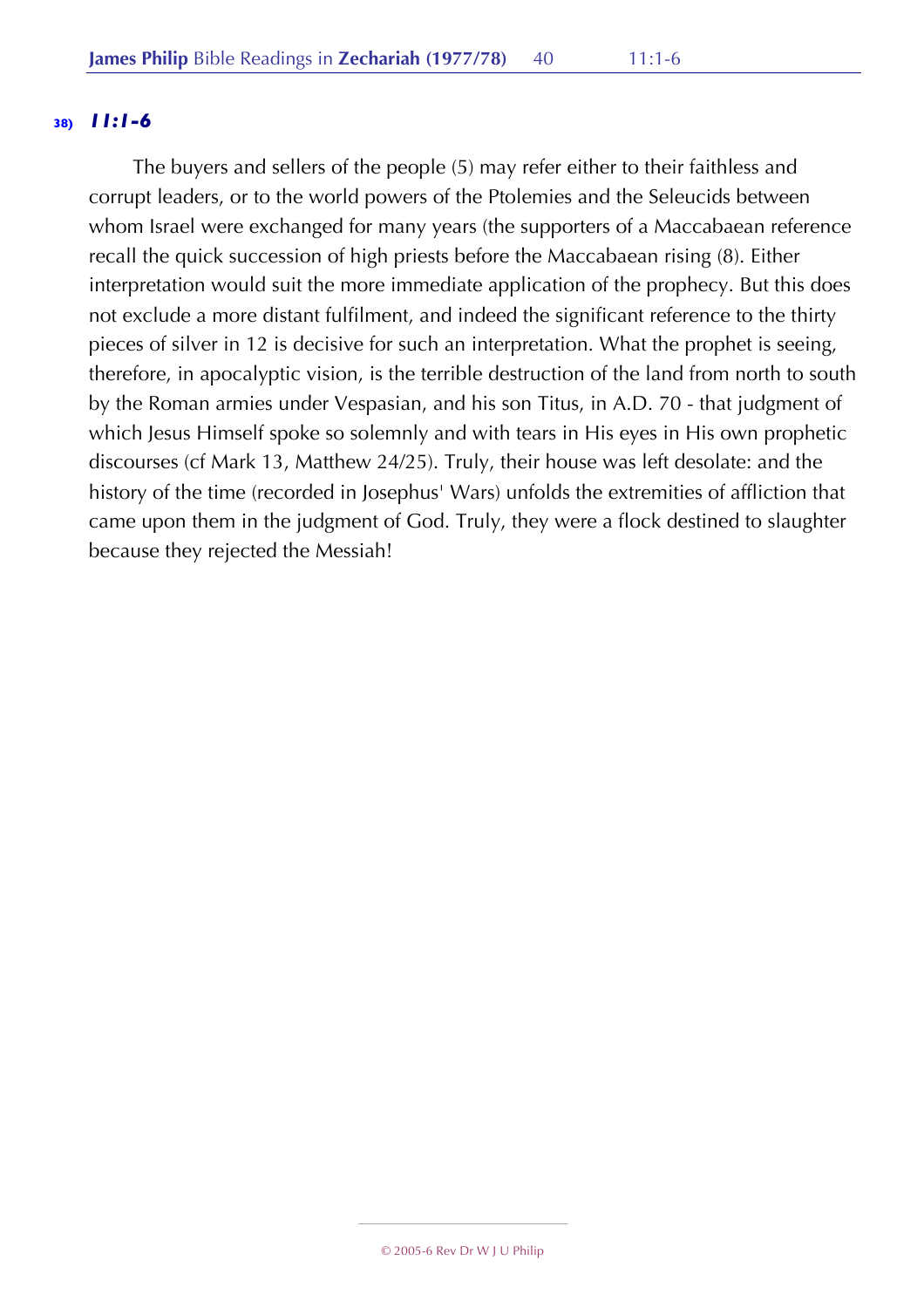**38)** ***11:1-6***

The buyers and sellers of the people (5) may refer either to their faithless and corrupt leaders, or to the world powers of the Ptolemies and the Seleucids between whom Israel were exchanged for many years (the supporters of a Maccabaean reference recall the quick succession of high priests before the Maccabaean rising (8). Either interpretation would suit the more immediate application of the prophecy. But this does not exclude a more distant fulfilment, and indeed the significant reference to the thirty pieces of silver in 12 is decisive for such an interpretation. What the prophet is seeing, therefore, in apocalyptic vision, is the terrible destruction of the land from north to south by the Roman armies under Vespasian, and his son Titus, in A.D. 70 - that judgment of which Jesus Himself spoke so solemnly and with tears in His eyes in His own prophetic discourses (cf Mark 13, Matthew 24/25). Truly, their house was left desolate: and the history of the time (recorded in Josephus' Wars) unfolds the extremities of affliction that came upon them in the judgment of God. Truly, they were a flock destined to slaughter because they rejected the Messiah!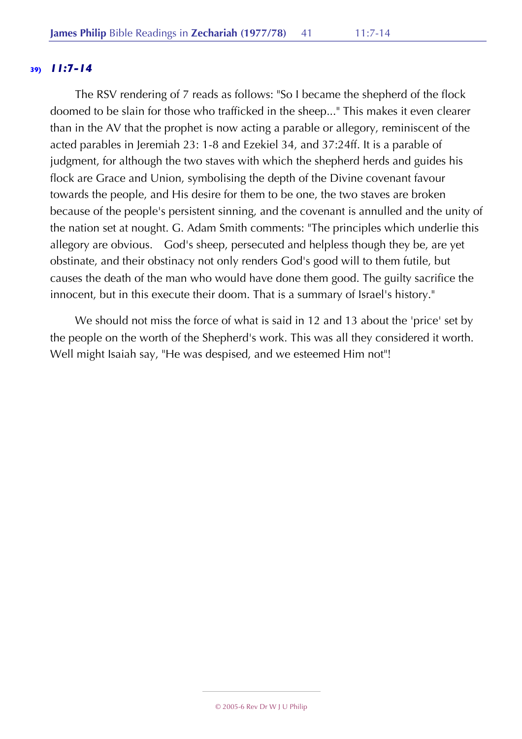### 39) *11:7-14*

The RSV rendering of 7 reads as follows: "So I became the shepherd of the flock doomed to be slain for those who trafficked in the sheep..." This makes it even clearer than in the AV that the prophet is now acting a parable or allegory, reminiscent of the acted parables in Jeremiah 23: 1-8 and Ezekiel 34, and 37:24ff. It is a parable of judgment, for although the two staves with which the shepherd herds and guides his flock are Grace and Union, symbolising the depth of the Divine covenant favour towards the people, and His desire for them to be one, the two staves are broken because of the people's persistent sinning, and the covenant is annulled and the unity of the nation set at nought. G. Adam Smith comments: "The principles which underlie this allegory are obvious. God's sheep, persecuted and helpless though they be, are yet obstinate, and their obstinacy not only renders God's good will to them futile, but causes the death of the man who would have done them good. The guilty sacrifice the innocent, but in this execute their doom. That is a summary of Israel's history."

We should not miss the force of what is said in 12 and 13 about the 'price' set by the people on the worth of the Shepherd's work. This was all they considered it worth. Well might Isaiah say, "He was despised, and we esteemed Him not"!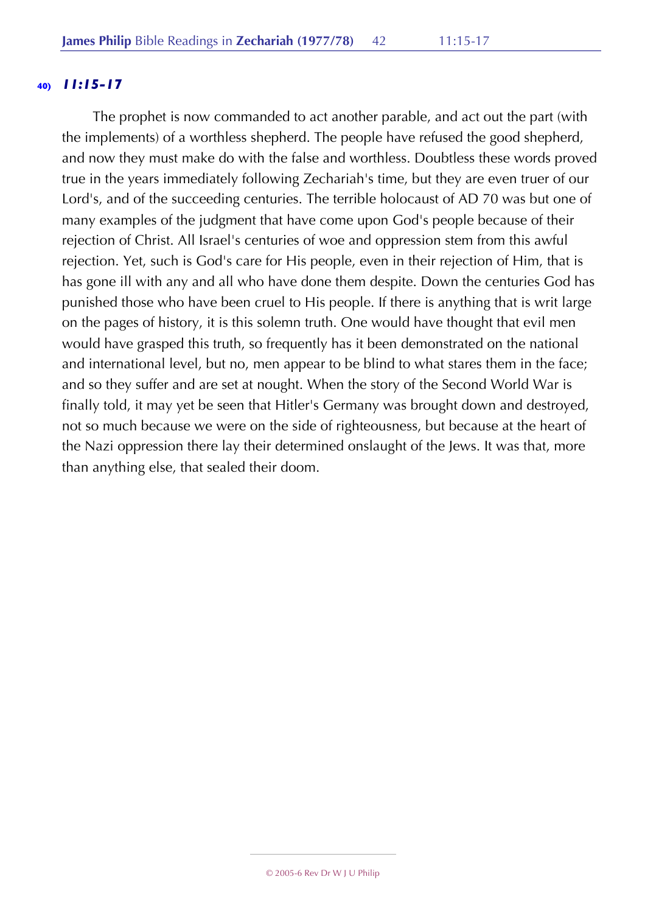### 40) *11:15-17*

The prophet is now commanded to act another parable, and act out the part (with the implements) of a worthless shepherd. The people have refused the good shepherd, and now they must make do with the false and worthless. Doubtless these words proved true in the years immediately following Zechariah's time, but they are even truer of our Lord's, and of the succeeding centuries. The terrible holocaust of AD 70 was but one of many examples of the judgment that have come upon God's people because of their rejection of Christ. All Israel's centuries of woe and oppression stem from this awful rejection. Yet, such is God's care for His people, even in their rejection of Him, that is has gone ill with any and all who have done them despite. Down the centuries God has punished those who have been cruel to His people. If there is anything that is writ large on the pages of history, it is this solemn truth. One would have thought that evil men would have grasped this truth, so frequently has it been demonstrated on the national and international level, but no, men appear to be blind to what stares them in the face; and so they suffer and are set at nought. When the story of the Second World War is finally told, it may yet be seen that Hitler's Germany was brought down and destroyed, not so much because we were on the side of righteousness, but because at the heart of the Nazi oppression there lay their determined onslaught of the Jews. It was that, more than anything else, that sealed their doom.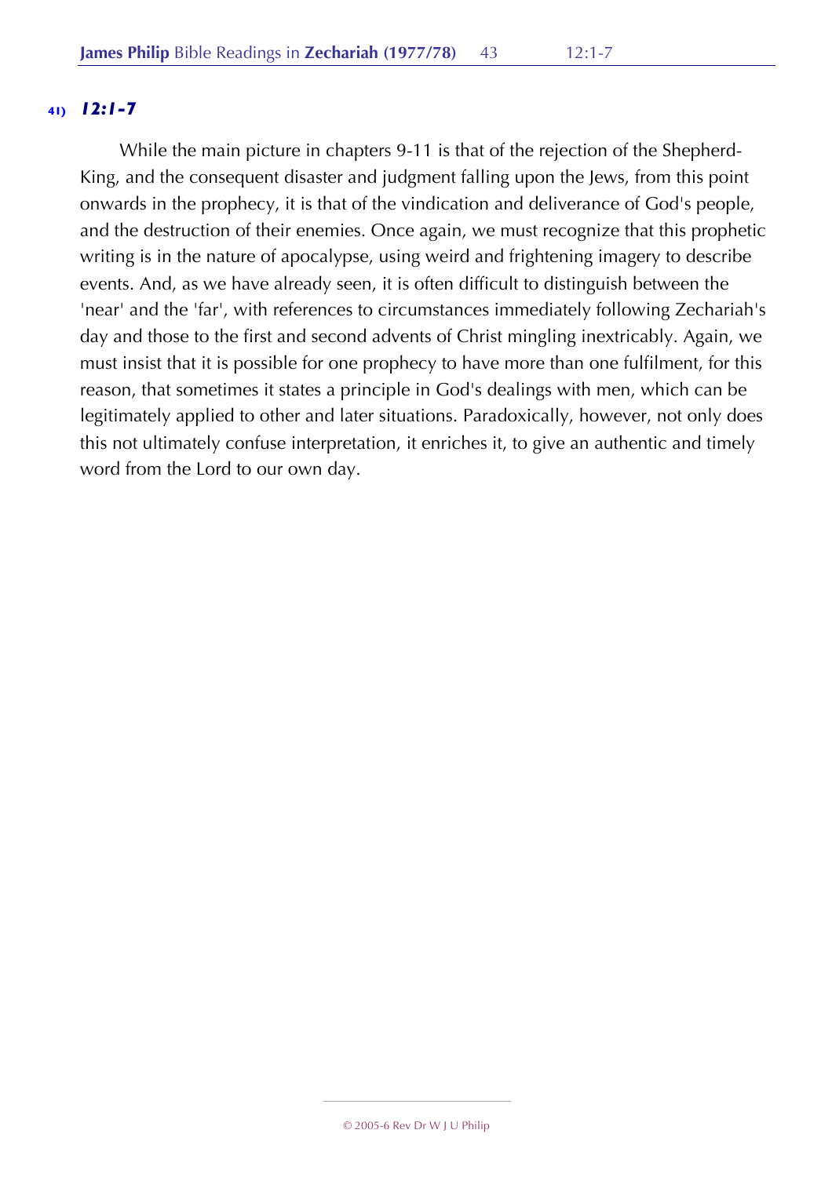### 41) *12:1-7*

While the main picture in chapters 9-11 is that of the rejection of the Shepherd-King, and the consequent disaster and judgment falling upon the Jews, from this point onwards in the prophecy, it is that of the vindication and deliverance of God's people, and the destruction of their enemies. Once again, we must recognize that this prophetic writing is in the nature of apocalypse, using weird and frightening imagery to describe events. And, as we have already seen, it is often difficult to distinguish between the 'near' and the 'far', with references to circumstances immediately following Zechariah's day and those to the first and second advents of Christ mingling inextricably. Again, we must insist that it is possible for one prophecy to have more than one fulfilment, for this reason, that sometimes it states a principle in God's dealings with men, which can be legitimately applied to other and later situations. Paradoxically, however, not only does this not ultimately confuse interpretation, it enriches it, to give an authentic and timely word from the Lord to our own day.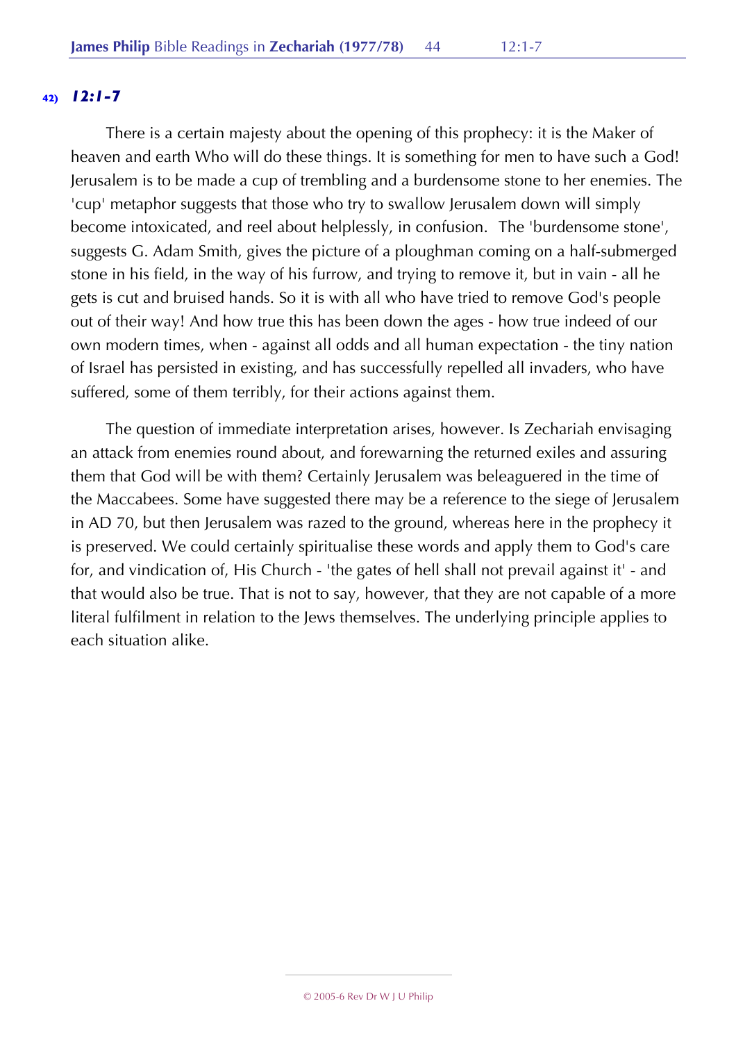**42)** ***12:1-7***

There is a certain majesty about the opening of this prophecy: it is the Maker of heaven and earth Who will do these things. It is something for men to have such a God! Jerusalem is to be made a cup of trembling and a burdensome stone to her enemies. The 'cup' metaphor suggests that those who try to swallow Jerusalem down will simply become intoxicated, and reel about helplessly, in confusion. The 'burdensome stone', suggests G. Adam Smith, gives the picture of a ploughman coming on a half-submerged stone in his field, in the way of his furrow, and trying to remove it, but in vain - all he gets is cut and bruised hands. So it is with all who have tried to remove God's people out of their way! And how true this has been down the ages - how true indeed of our own modern times, when - against all odds and all human expectation - the tiny nation of Israel has persisted in existing, and has successfully repelled all invaders, who have suffered, some of them terribly, for their actions against them.

The question of immediate interpretation arises, however. Is Zechariah envisaging an attack from enemies round about, and forewarning the returned exiles and assuring them that God will be with them? Certainly Jerusalem was beleaguered in the time of the Maccabees. Some have suggested there may be a reference to the siege of Jerusalem in AD 70, but then Jerusalem was razed to the ground, whereas here in the prophecy it is preserved. We could certainly spiritualise these words and apply them to God's care for, and vindication of, His Church - 'the gates of hell shall not prevail against it' - and that would also be true. That is not to say, however, that they are not capable of a more literal fulfilment in relation to the Jews themselves. The underlying principle applies to each situation alike.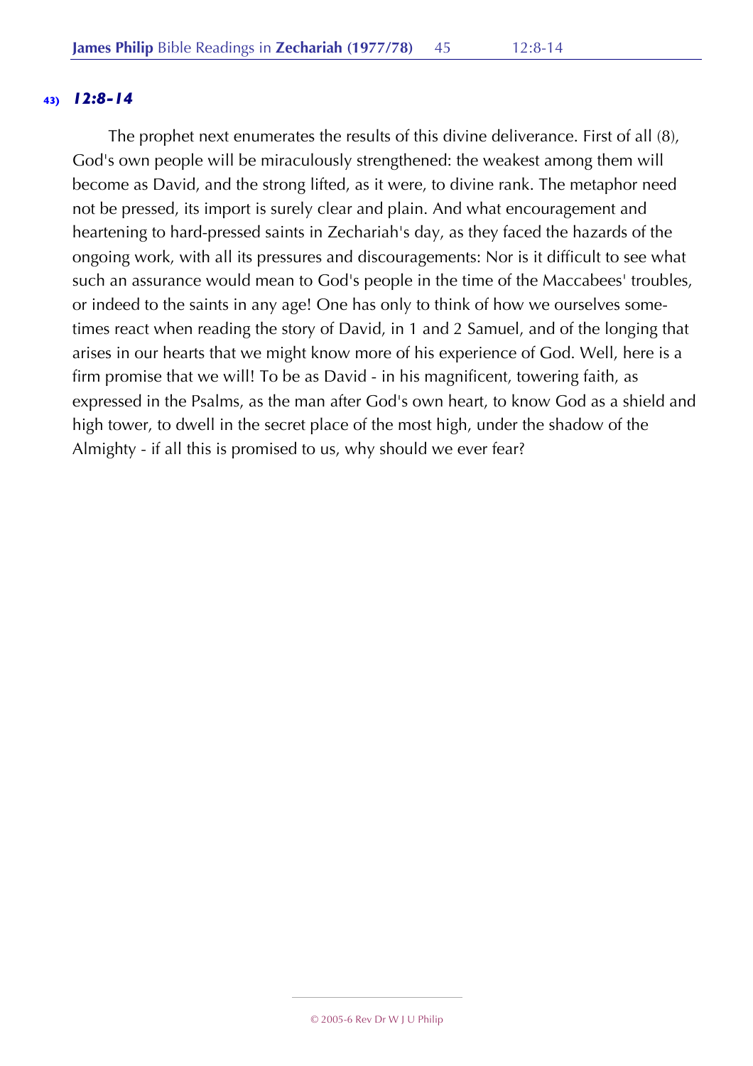## 43) *12:8-14*

The prophet next enumerates the results of this divine deliverance. First of all (8), God's own people will be miraculously strengthened: the weakest among them will become as David, and the strong lifted, as it were, to divine rank. The metaphor need not be pressed, its import is surely clear and plain. And what encouragement and heartening to hard-pressed saints in Zechariah's day, as they faced the hazards of the ongoing work, with all its pressures and discouragements: Nor is it difficult to see what such an assurance would mean to God's people in the time of the Maccabees' troubles, or indeed to the saints in any age! One has only to think of how we ourselves sometimes react when reading the story of David, in 1 and 2 Samuel, and of the longing that arises in our hearts that we might know more of his experience of God. Well, here is a firm promise that we will! To be as David - in his magnificent, towering faith, as expressed in the Psalms, as the man after God's own heart, to know God as a shield and high tower, to dwell in the secret place of the most high, under the shadow of the Almighty - if all this is promised to us, why should we ever fear?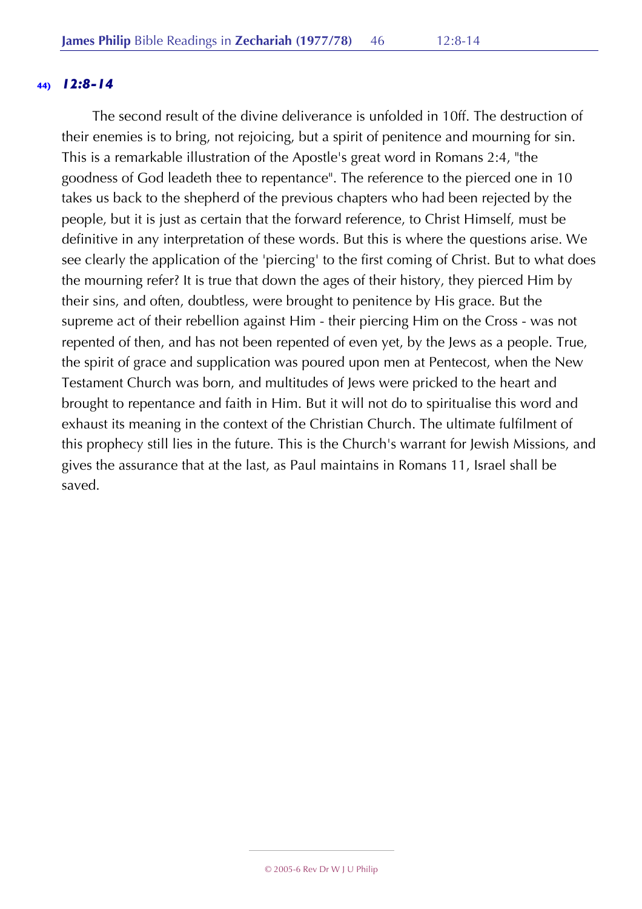### 44) *12:8-14*

The second result of the divine deliverance is unfolded in 10ff. The destruction of their enemies is to bring, not rejoicing, but a spirit of penitence and mourning for sin. This is a remarkable illustration of the Apostle's great word in Romans 2:4, "the goodness of God leadeth thee to repentance". The reference to the pierced one in 10 takes us back to the shepherd of the previous chapters who had been rejected by the people, but it is just as certain that the forward reference, to Christ Himself, must be definitive in any interpretation of these words. But this is where the questions arise. We see clearly the application of the 'piercing' to the first coming of Christ. But to what does the mourning refer? It is true that down the ages of their history, they pierced Him by their sins, and often, doubtless, were brought to penitence by His grace. But the supreme act of their rebellion against Him - their piercing Him on the Cross - was not repented of then, and has not been repented of even yet, by the Jews as a people. True, the spirit of grace and supplication was poured upon men at Pentecost, when the New Testament Church was born, and multitudes of Jews were pricked to the heart and brought to repentance and faith in Him. But it will not do to spiritualise this word and exhaust its meaning in the context of the Christian Church. The ultimate fulfilment of this prophecy still lies in the future. This is the Church's warrant for Jewish Missions, and gives the assurance that at the last, as Paul maintains in Romans 11, Israel shall be saved.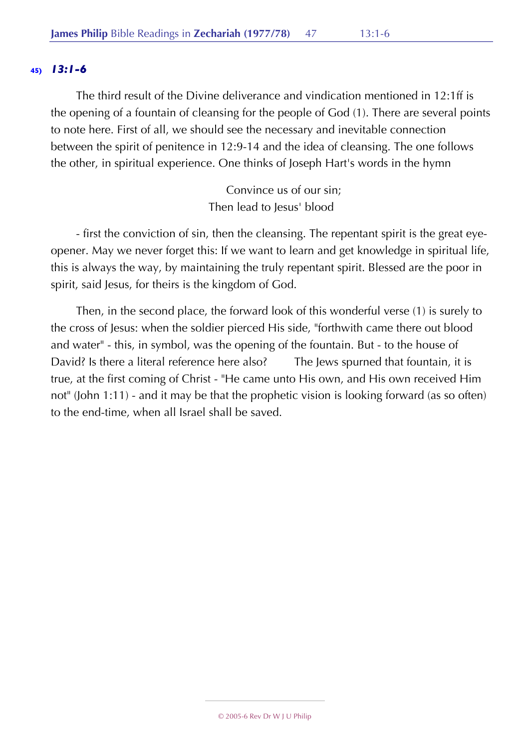## 45) *13:1-6*

The third result of the Divine deliverance and vindication mentioned in 12:1ff is the opening of a fountain of cleansing for the people of God (1). There are several points to note here. First of all, we should see the necessary and inevitable connection between the spirit of penitence in 12:9-14 and the idea of cleansing. The one follows the other, in spiritual experience. One thinks of Joseph Hart's words in the hymn

> Convince us of our sin;
> Then lead to Jesus' blood

- first the conviction of sin, then the cleansing. The repentant spirit is the great eye-opener. May we never forget this: If we want to learn and get knowledge in spiritual life, this is always the way, by maintaining the truly repentant spirit. Blessed are the poor in spirit, said Jesus, for theirs is the kingdom of God.

Then, in the second place, the forward look of this wonderful verse (1) is surely to the cross of Jesus: when the soldier pierced His side, "forthwith came there out blood and water" - this, in symbol, was the opening of the fountain. But - to the house of David? Is there a literal reference here also? The Jews spurned that fountain, it is true, at the first coming of Christ - "He came unto His own, and His own received Him not" (John 1:11) - and it may be that the prophetic vision is looking forward (as so often) to the end-time, when all Israel shall be saved.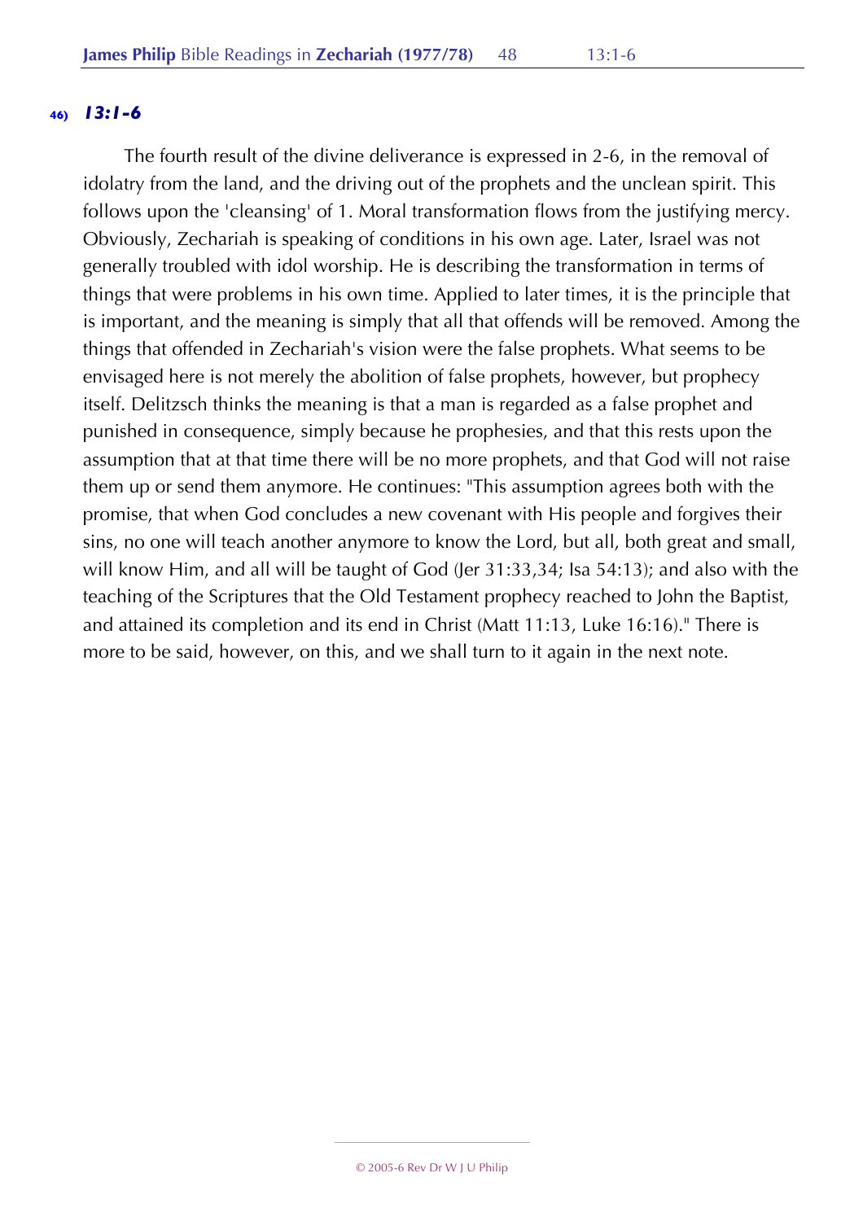### 46) *13:1-6*

The fourth result of the divine deliverance is expressed in 2-6, in the removal of idolatry from the land, and the driving out of the prophets and the unclean spirit. This follows upon the 'cleansing' of 1. Moral transformation flows from the justifying mercy. Obviously, Zechariah is speaking of conditions in his own age. Later, Israel was not generally troubled with idol worship. He is describing the transformation in terms of things that were problems in his own time. Applied to later times, it is the principle that is important, and the meaning is simply that all that offends will be removed. Among the things that offended in Zechariah's vision were the false prophets. What seems to be envisaged here is not merely the abolition of false prophets, however, but prophecy itself. Delitzsch thinks the meaning is that a man is regarded as a false prophet and punished in consequence, simply because he prophesies, and that this rests upon the assumption that at that time there will be no more prophets, and that God will not raise them up or send them anymore. He continues: "This assumption agrees both with the promise, that when God concludes a new covenant with His people and forgives their sins, no one will teach another anymore to know the Lord, but all, both great and small, will know Him, and all will be taught of God (Jer 31:33,34; Isa 54:13); and also with the teaching of the Scriptures that the Old Testament prophecy reached to John the Baptist, and attained its completion and its end in Christ (Matt 11:13, Luke 16:16)." There is more to be said, however, on this, and we shall turn to it again in the next note.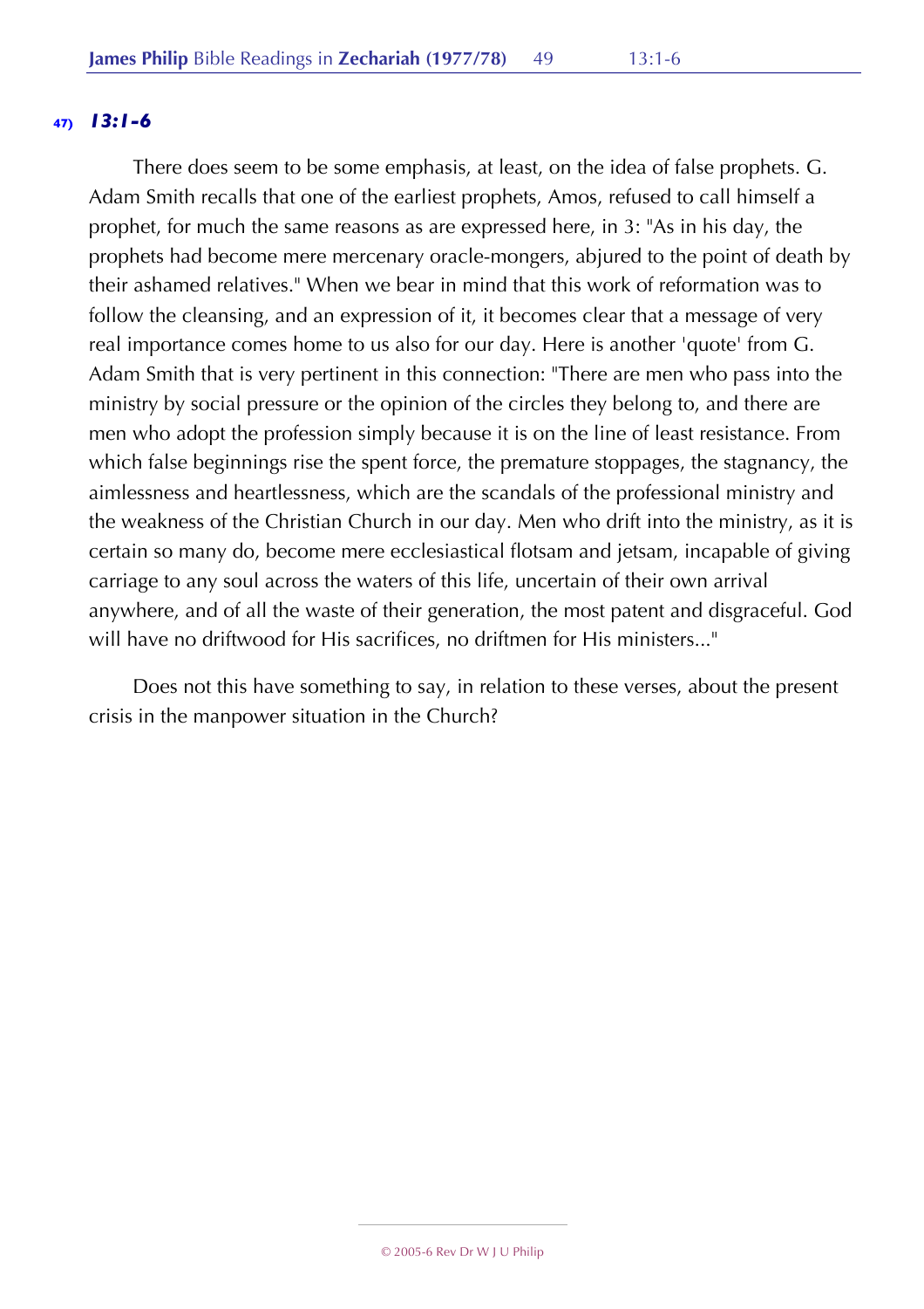**47) *13:1-6***

There does seem to be some emphasis, at least, on the idea of false prophets. G. Adam Smith recalls that one of the earliest prophets, Amos, refused to call himself a prophet, for much the same reasons as are expressed here, in 3: "As in his day, the prophets had become mere mercenary oracle-mongers, abjured to the point of death by their ashamed relatives." When we bear in mind that this work of reformation was to follow the cleansing, and an expression of it, it becomes clear that a message of very real importance comes home to us also for our day. Here is another 'quote' from G. Adam Smith that is very pertinent in this connection: "There are men who pass into the ministry by social pressure or the opinion of the circles they belong to, and there are men who adopt the profession simply because it is on the line of least resistance. From which false beginnings rise the spent force, the premature stoppages, the stagnancy, the aimlessness and heartlessness, which are the scandals of the professional ministry and the weakness of the Christian Church in our day. Men who drift into the ministry, as it is certain so many do, become mere ecclesiastical flotsam and jetsam, incapable of giving carriage to any soul across the waters of this life, uncertain of their own arrival anywhere, and of all the waste of their generation, the most patent and disgraceful. God will have no driftwood for His sacrifices, no driftmen for His ministers..."

Does not this have something to say, in relation to these verses, about the present crisis in the manpower situation in the Church?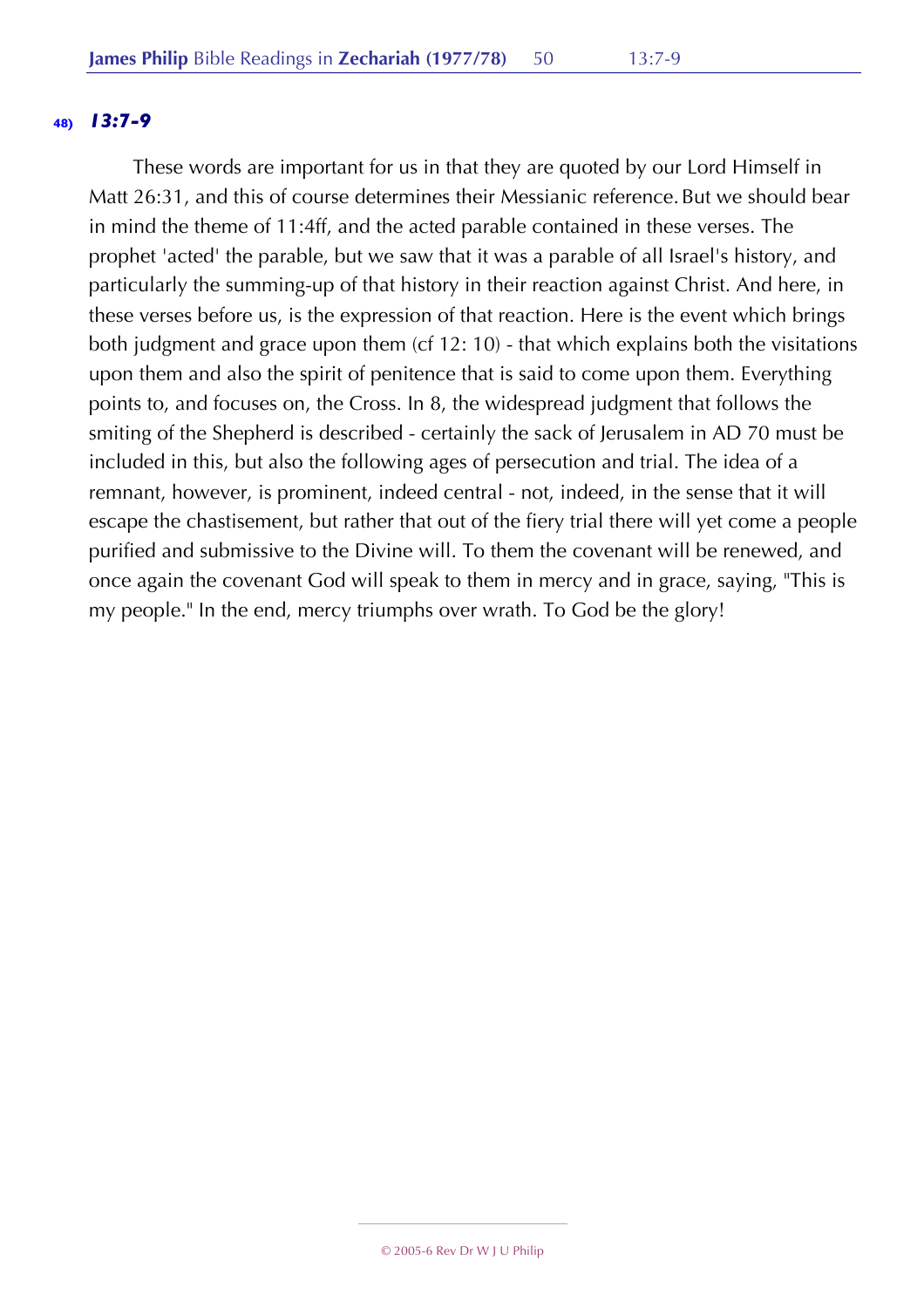### 48) *13:7-9*

These words are important for us in that they are quoted by our Lord Himself in Matt 26:31, and this of course determines their Messianic reference. But we should bear in mind the theme of 11:4ff, and the acted parable contained in these verses. The prophet 'acted' the parable, but we saw that it was a parable of all Israel's history, and particularly the summing-up of that history in their reaction against Christ. And here, in these verses before us, is the expression of that reaction. Here is the event which brings both judgment and grace upon them (cf 12: 10) - that which explains both the visitations upon them and also the spirit of penitence that is said to come upon them. Everything points to, and focuses on, the Cross. In 8, the widespread judgment that follows the smiting of the Shepherd is described - certainly the sack of Jerusalem in AD 70 must be included in this, but also the following ages of persecution and trial. The idea of a remnant, however, is prominent, indeed central - not, indeed, in the sense that it will escape the chastisement, but rather that out of the fiery trial there will yet come a people purified and submissive to the Divine will. To them the covenant will be renewed, and once again the covenant God will speak to them in mercy and in grace, saying, "This is my people." In the end, mercy triumphs over wrath. To God be the glory!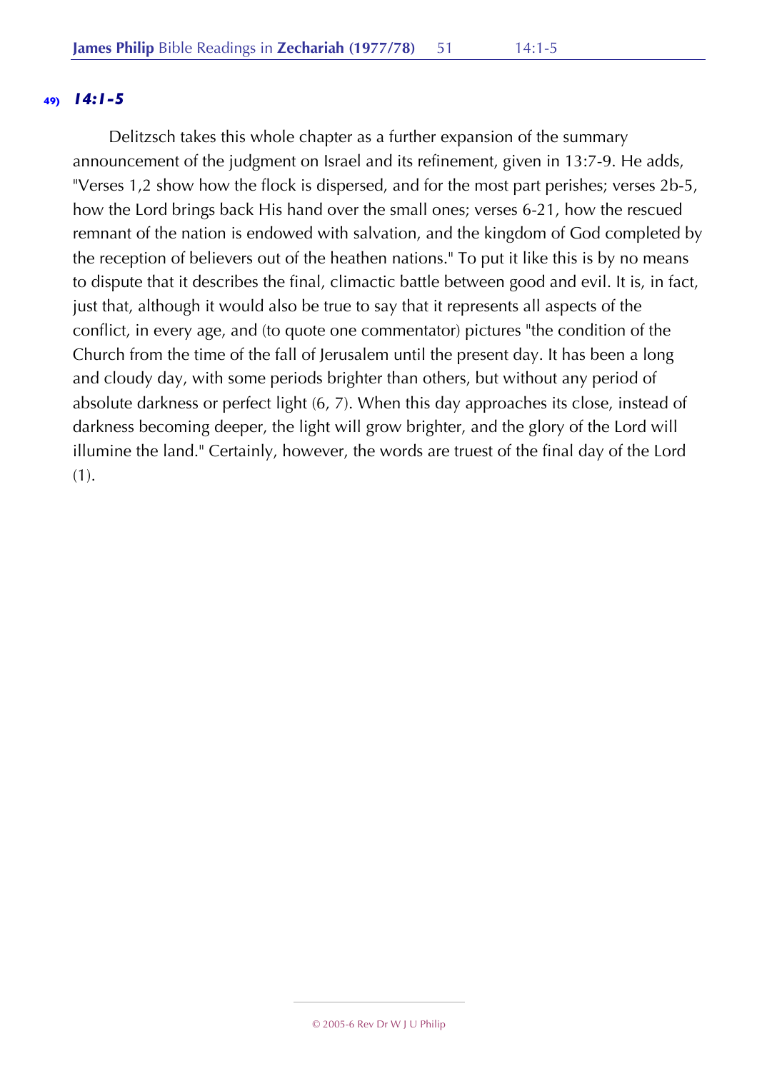### 49) *14:1-5*

Delitzsch takes this whole chapter as a further expansion of the summary announcement of the judgment on Israel and its refinement, given in 13:7-9. He adds, "Verses 1,2 show how the flock is dispersed, and for the most part perishes; verses 2b-5, how the Lord brings back His hand over the small ones; verses 6-21, how the rescued remnant of the nation is endowed with salvation, and the kingdom of God completed by the reception of believers out of the heathen nations." To put it like this is by no means to dispute that it describes the final, climactic battle between good and evil. It is, in fact, just that, although it would also be true to say that it represents all aspects of the conflict, in every age, and (to quote one commentator) pictures "the condition of the Church from the time of the fall of Jerusalem until the present day. It has been a long and cloudy day, with some periods brighter than others, but without any period of absolute darkness or perfect light (6, 7). When this day approaches its close, instead of darkness becoming deeper, the light will grow brighter, and the glory of the Lord will illumine the land." Certainly, however, the words are truest of the final day of the Lord (1).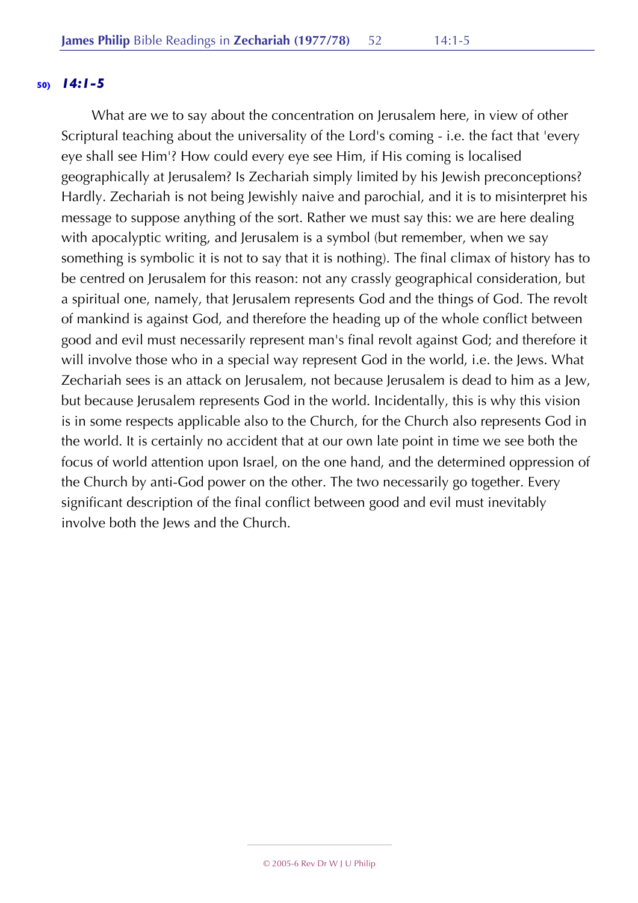**50)** ***14:1-5***

What are we to say about the concentration on Jerusalem here, in view of other Scriptural teaching about the universality of the Lord's coming - i.e. the fact that 'every eye shall see Him'? How could every eye see Him, if His coming is localised geographically at Jerusalem? Is Zechariah simply limited by his Jewish preconceptions? Hardly. Zechariah is not being Jewishly naive and parochial, and it is to misinterpret his message to suppose anything of the sort. Rather we must say this: we are here dealing with apocalyptic writing, and Jerusalem is a symbol (but remember, when we say something is symbolic it is not to say that it is nothing). The final climax of history has to be centred on Jerusalem for this reason: not any crassly geographical consideration, but a spiritual one, namely, that Jerusalem represents God and the things of God. The revolt of mankind is against God, and therefore the heading up of the whole conflict between good and evil must necessarily represent man's final revolt against God; and therefore it will involve those who in a special way represent God in the world, i.e. the Jews. What Zechariah sees is an attack on Jerusalem, not because Jerusalem is dead to him as a Jew, but because Jerusalem represents God in the world. Incidentally, this is why this vision is in some respects applicable also to the Church, for the Church also represents God in the world. It is certainly no accident that at our own late point in time we see both the focus of world attention upon Israel, on the one hand, and the determined oppression of the Church by anti-God power on the other. The two necessarily go together. Every significant description of the final conflict between good and evil must inevitably involve both the Jews and the Church.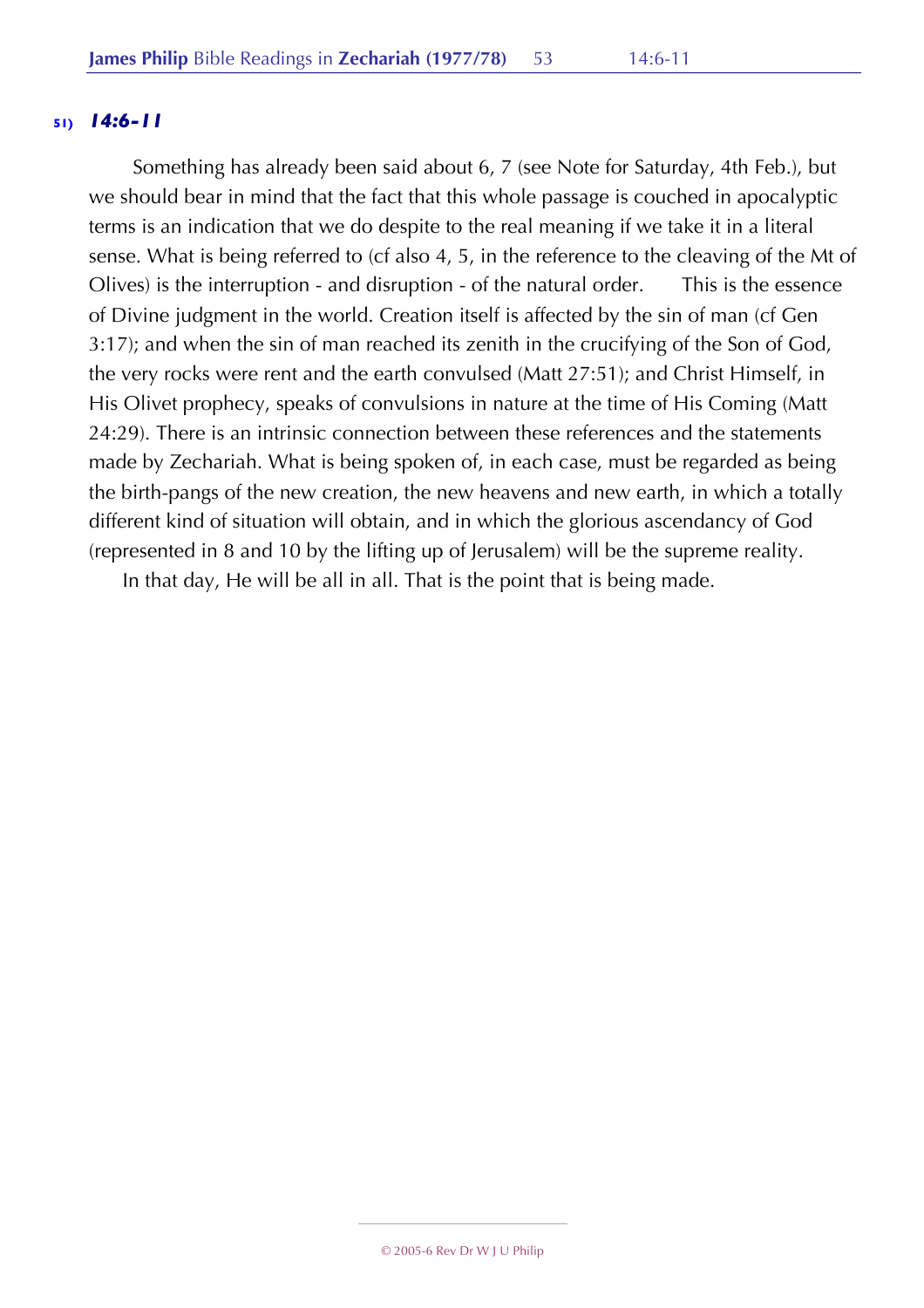**51) *14:6-11***

Something has already been said about 6, 7 (see Note for Saturday, 4th Feb.), but we should bear in mind that the fact that this whole passage is couched in apocalyptic terms is an indication that we do despite to the real meaning if we take it in a literal sense. What is being referred to (cf also 4, 5, in the reference to the cleaving of the Mt of Olives) is the interruption - and disruption - of the natural order. This is the essence of Divine judgment in the world. Creation itself is affected by the sin of man (cf Gen 3:17); and when the sin of man reached its zenith in the crucifying of the Son of God, the very rocks were rent and the earth convulsed (Matt 27:51); and Christ Himself, in His Olivet prophecy, speaks of convulsions in nature at the time of His Coming (Matt 24:29). There is an intrinsic connection between these references and the statements made by Zechariah. What is being spoken of, in each case, must be regarded as being the birth-pangs of the new creation, the new heavens and new earth, in which a totally different kind of situation will obtain, and in which the glorious ascendancy of God (represented in 8 and 10 by the lifting up of Jerusalem) will be the supreme reality.

In that day, He will be all in all. That is the point that is being made.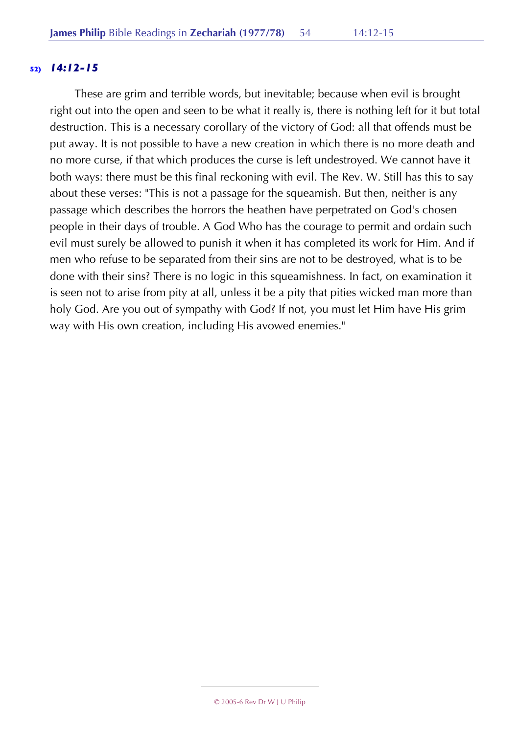### 52) *14:12-15*

These are grim and terrible words, but inevitable; because when evil is brought right out into the open and seen to be what it really is, there is nothing left for it but total destruction. This is a necessary corollary of the victory of God: all that offends must be put away. It is not possible to have a new creation in which there is no more death and no more curse, if that which produces the curse is left undestroyed. We cannot have it both ways: there must be this final reckoning with evil. The Rev. W. Still has this to say about these verses: "This is not a passage for the squeamish. But then, neither is any passage which describes the horrors the heathen have perpetrated on God's chosen people in their days of trouble. A God Who has the courage to permit and ordain such evil must surely be allowed to punish it when it has completed its work for Him. And if men who refuse to be separated from their sins are not to be destroyed, what is to be done with their sins? There is no logic in this squeamishness. In fact, on examination it is seen not to arise from pity at all, unless it be a pity that pities wicked man more than holy God. Are you out of sympathy with God? If not, you must let Him have His grim way with His own creation, including His avowed enemies."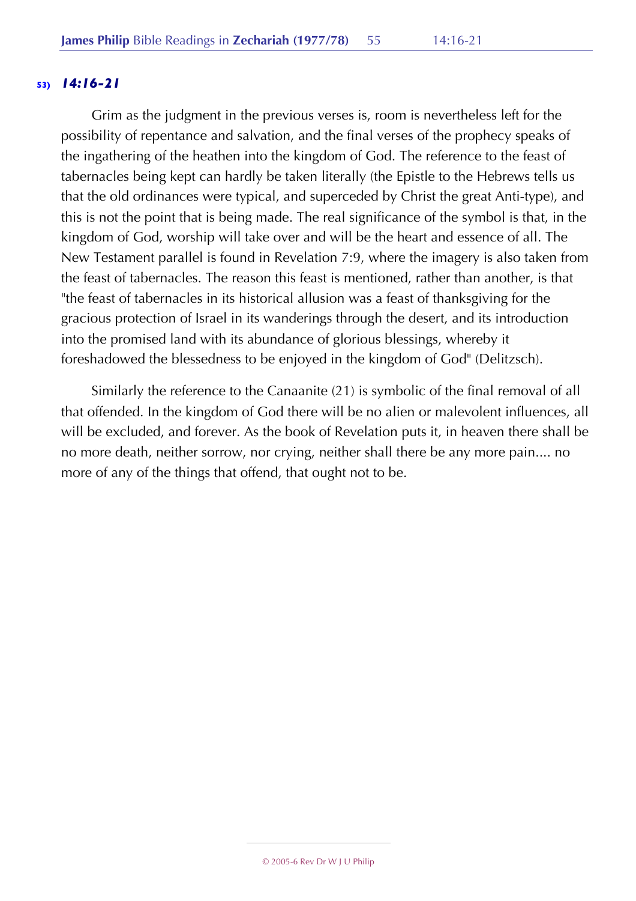### 53) *14:16-21*

Grim as the judgment in the previous verses is, room is nevertheless left for the possibility of repentance and salvation, and the final verses of the prophecy speaks of the ingathering of the heathen into the kingdom of God. The reference to the feast of tabernacles being kept can hardly be taken literally (the Epistle to the Hebrews tells us that the old ordinances were typical, and superceded by Christ the great Anti-type), and this is not the point that is being made. The real significance of the symbol is that, in the kingdom of God, worship will take over and will be the heart and essence of all. The New Testament parallel is found in Revelation 7:9, where the imagery is also taken from the feast of tabernacles. The reason this feast is mentioned, rather than another, is that "the feast of tabernacles in its historical allusion was a feast of thanksgiving for the gracious protection of Israel in its wanderings through the desert, and its introduction into the promised land with its abundance of glorious blessings, whereby it foreshadowed the blessedness to be enjoyed in the kingdom of God" (Delitzsch).

Similarly the reference to the Canaanite (21) is symbolic of the final removal of all that offended. In the kingdom of God there will be no alien or malevolent influences, all will be excluded, and forever. As the book of Revelation puts it, in heaven there shall be no more death, neither sorrow, nor crying, neither shall there be any more pain.... no more of any of the things that offend, that ought not to be.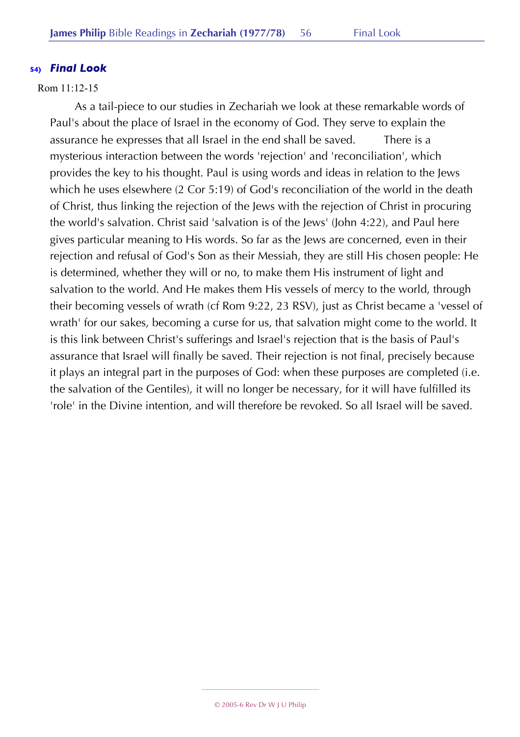## 54) *Final Look*

Rom 11:12-15

As a tail-piece to our studies in Zechariah we look at these remarkable words of Paul's about the place of Israel in the economy of God. They serve to explain the assurance he expresses that all Israel in the end shall be saved. There is a mysterious interaction between the words 'rejection' and 'reconciliation', which provides the key to his thought. Paul is using words and ideas in relation to the Jews which he uses elsewhere (2 Cor 5:19) of God's reconciliation of the world in the death of Christ, thus linking the rejection of the Jews with the rejection of Christ in procuring the world's salvation. Christ said 'salvation is of the Jews' (John 4:22), and Paul here gives particular meaning to His words. So far as the Jews are concerned, even in their rejection and refusal of God's Son as their Messiah, they are still His chosen people: He is determined, whether they will or no, to make them His instrument of light and salvation to the world. And He makes them His vessels of mercy to the world, through their becoming vessels of wrath (cf Rom 9:22, 23 RSV), just as Christ became a 'vessel of wrath' for our sakes, becoming a curse for us, that salvation might come to the world. It is this link between Christ's sufferings and Israel's rejection that is the basis of Paul's assurance that Israel will finally be saved. Their rejection is not final, precisely because it plays an integral part in the purposes of God: when these purposes are completed (i.e. the salvation of the Gentiles), it will no longer be necessary, for it will have fulfilled its 'role' in the Divine intention, and will therefore be revoked. So all Israel will be saved.